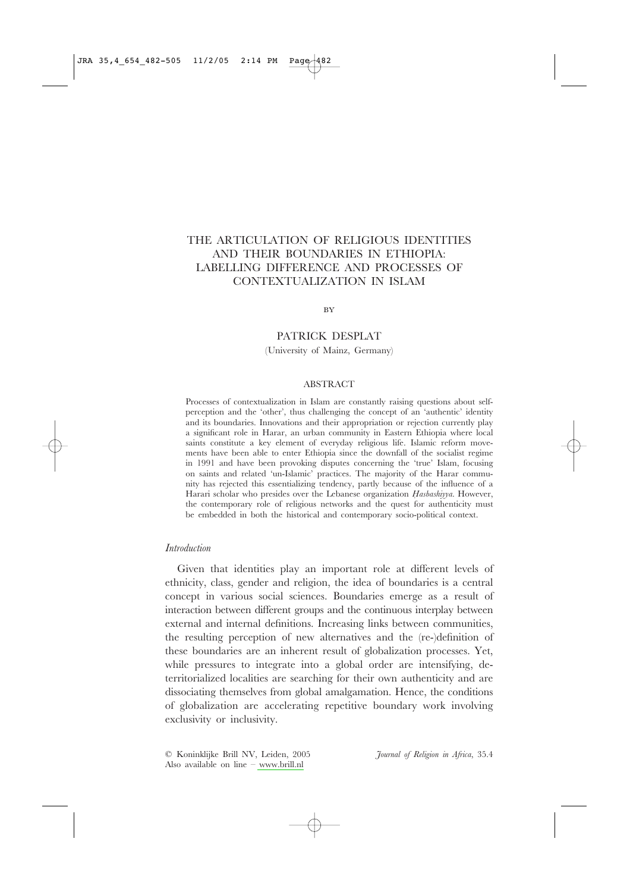# THE ARTICULATION OF RELIGIOUS IDENTITIES AND THEIR BOUNDARIES IN ETHIOPIA: LABELLING DIFFERENCE AND PROCESSES OF CONTEXTUALIZATION IN ISLAM

BY

PATRICK DESPLAT

(University of Mainz, Germany)

## ABSTRACT

Processes of contextualization in Islam are constantly raising questions about self-perception and the 'other', thus challenging the concept of an 'authentic' identity and its boundaries. Innovations and their appropriation or rejection currently play a significant role in Harar, an urban community in Eastern Ethiopia where local saints constitute a key element of everyday religious life. Islamic reform movements have been able to enter Ethiopia since the downfall of the socialist regime in 1991 and have been provoking disputes concerning the 'true' Islam, focusing on saints and related 'un-Islamic' practices. The majority of the Harar community has rejected this essentializing tendency, partly because of the influence of a Harari scholar who presides over the Lebanese organization *Ḥasbashiyya*. However, the contemporary role of religious networks and the quest for authenticity must be embedded in both the historical and contemporary socio-political context.

### *Introduction*

Given that identities play an important role at different levels of ethnicity, class, gender and religion, the idea of boundaries is a central concept in various social sciences. Boundaries emerge as a result of interaction between different groups and the continuous interplay between external and internal definitions. Increasing links between communities, the resulting perception of new alternatives and the (re-)definition of these boundaries are an inherent result of globalization processes. Yet, while pressures to integrate into a global order are intensifying, deterritorialized localities are searching for their own authenticity and are dissociating themselves from global amalgamation. Hence, the conditions of globalization are accelerating repetitive boundary work involving exclusivity or inclusivity.

© Koninklijke Brill NV, Leiden, 2005
Also available on line – www.brill.nl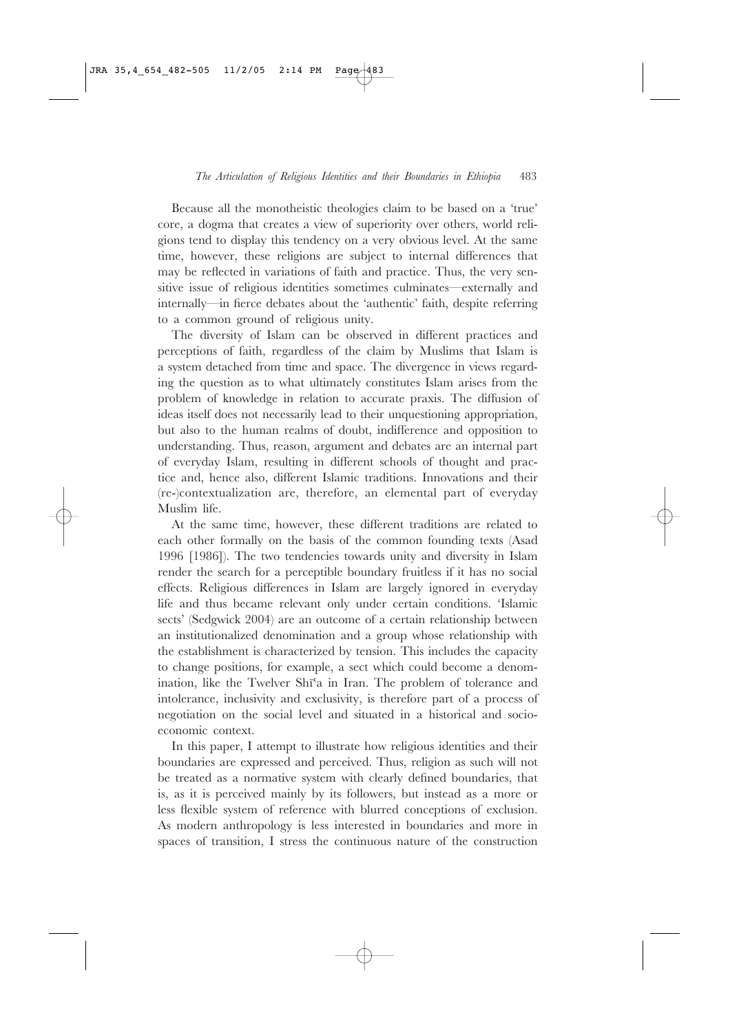Because all the monotheistic theologies claim to be based on a 'true' core, a dogma that creates a view of superiority over others, world religions tend to display this tendency on a very obvious level. At the same time, however, these religions are subject to internal differences that may be reflected in variations of faith and practice. Thus, the very sensitive issue of religious identities sometimes culminates—externally and internally—in fierce debates about the 'authentic' faith, despite referring to a common ground of religious unity.

The diversity of Islam can be observed in different practices and perceptions of faith, regardless of the claim by Muslims that Islam is a system detached from time and space. The divergence in views regarding the question as to what ultimately constitutes Islam arises from the problem of knowledge in relation to accurate praxis. The diffusion of ideas itself does not necessarily lead to their unquestioning appropriation, but also to the human realms of doubt, indifference and opposition to understanding. Thus, reason, argument and debates are an internal part of everyday Islam, resulting in different schools of thought and practice and, hence also, different Islamic traditions. Innovations and their (re-)contextualization are, therefore, an elemental part of everyday Muslim life.

At the same time, however, these different traditions are related to each other formally on the basis of the common founding texts (Asad 1996 [1986]). The two tendencies towards unity and diversity in Islam render the search for a perceptible boundary fruitless if it has no social effects. Religious differences in Islam are largely ignored in everyday life and thus became relevant only under certain conditions. 'Islamic sects' (Sedgwick 2004) are an outcome of a certain relationship between an institutionalized denomination and a group whose relationship with the establishment is characterized by tension. This includes the capacity to change positions, for example, a sect which could become a denomination, like the Twelver Shīʿa in Iran. The problem of tolerance and intolerance, inclusivity and exclusivity, is therefore part of a process of negotiation on the social level and situated in a historical and socio-economic context.

In this paper, I attempt to illustrate how religious identities and their boundaries are expressed and perceived. Thus, religion as such will not be treated as a normative system with clearly defined boundaries, that is, as it is perceived mainly by its followers, but instead as a more or less flexible system of reference with blurred conceptions of exclusion. As modern anthropology is less interested in boundaries and more in spaces of transition, I stress the continuous nature of the construction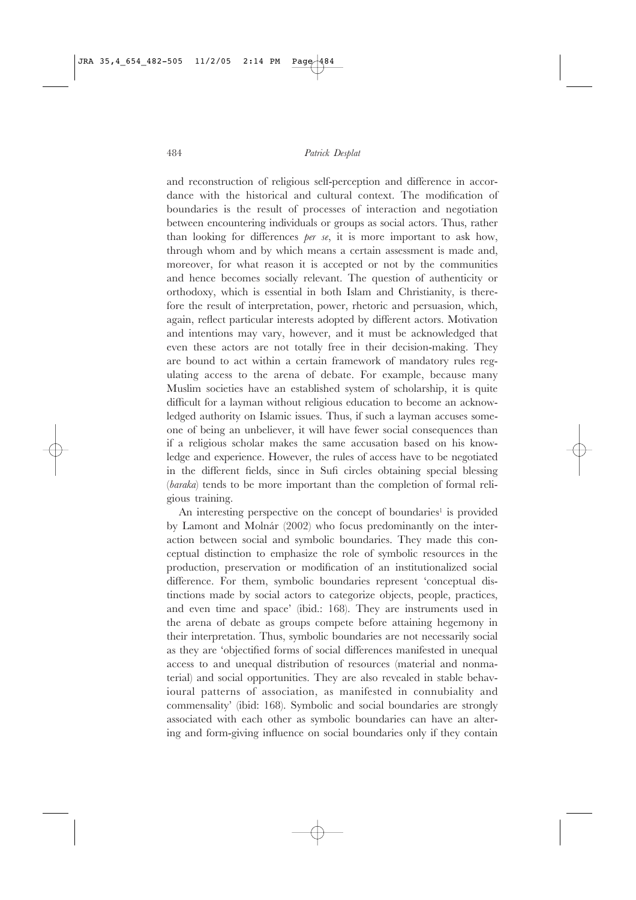and reconstruction of religious self-perception and difference in accordance with the historical and cultural context. The modification of boundaries is the result of processes of interaction and negotiation between encountering individuals or groups as social actors. Thus, rather than looking for differences *per se*, it is more important to ask how, through whom and by which means a certain assessment is made and, moreover, for what reason it is accepted or not by the communities and hence becomes socially relevant. The question of authenticity or orthodoxy, which is essential in both Islam and Christianity, is therefore the result of interpretation, power, rhetoric and persuasion, which, again, reflect particular interests adopted by different actors. Motivation and intentions may vary, however, and it must be acknowledged that even these actors are not totally free in their decision-making. They are bound to act within a certain framework of mandatory rules regulating access to the arena of debate. For example, because many Muslim societies have an established system of scholarship, it is quite difficult for a layman without religious education to become an acknowledged authority on Islamic issues. Thus, if such a layman accuses someone of being an unbeliever, it will have fewer social consequences than if a religious scholar makes the same accusation based on his knowledge and experience. However, the rules of access have to be negotiated in the different fields, since in Sufi circles obtaining special blessing (*baraka*) tends to be more important than the completion of formal religious training.

An interesting perspective on the concept of boundaries[1] is provided by Lamont and Molnár (2002) who focus predominantly on the interaction between social and symbolic boundaries. They made this conceptual distinction to emphasize the role of symbolic resources in the production, preservation or modification of an institutionalized social difference. For them, symbolic boundaries represent 'conceptual distinctions made by social actors to categorize objects, people, practices, and even time and space' (ibid.: 168). They are instruments used in the arena of debate as groups compete before attaining hegemony in their interpretation. Thus, symbolic boundaries are not necessarily social as they are 'objectified forms of social differences manifested in unequal access to and unequal distribution of resources (material and nonmaterial) and social opportunities. They are also revealed in stable behavioural patterns of association, as manifested in connubiality and commensality' (ibid: 168). Symbolic and social boundaries are strongly associated with each other as symbolic boundaries can have an altering and form-giving influence on social boundaries only if they contain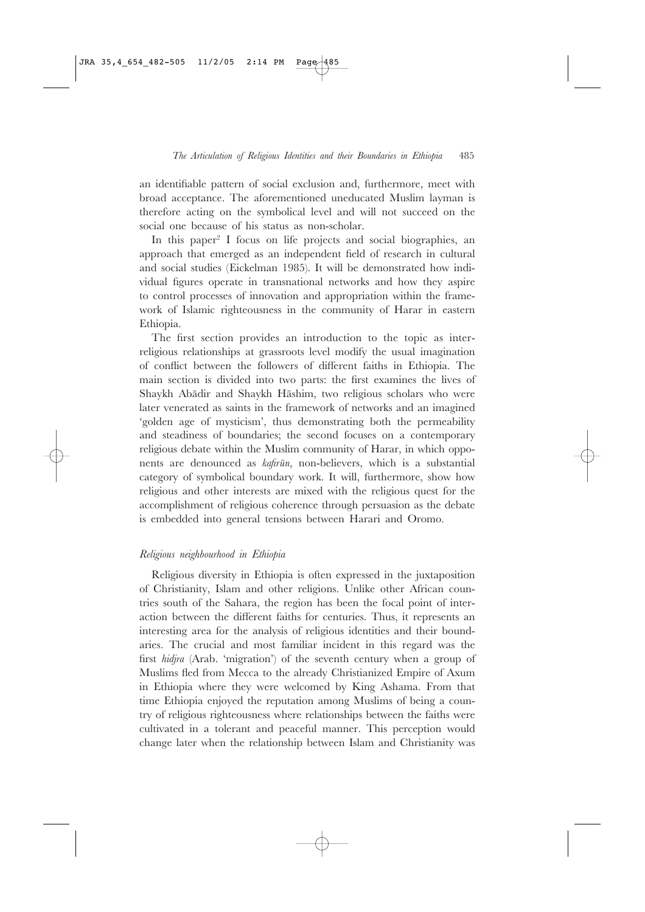an identifiable pattern of social exclusion and, furthermore, meet with broad acceptance. The aforementioned uneducated Muslim layman is therefore acting on the symbolical level and will not succeed on the social one because of his status as non-scholar.

In this paper[2] I focus on life projects and social biographies, an approach that emerged as an independent field of research in cultural and social studies (Eickelman 1985). It will be demonstrated how individual figures operate in transnational networks and how they aspire to control processes of innovation and appropriation within the framework of Islamic righteousness in the community of Harar in eastern Ethiopia.

The first section provides an introduction to the topic as interreligious relationships at grassroots level modify the usual imagination of conflict between the followers of different faiths in Ethiopia. The main section is divided into two parts: the first examines the lives of Shaykh Abādir and Shaykh Hāshim, two religious scholars who were later venerated as saints in the framework of networks and an imagined 'golden age of mysticism', thus demonstrating both the permeability and steadiness of boundaries; the second focuses on a contemporary religious debate within the Muslim community of Harar, in which opponents are denounced as *kafirūn*, non-believers, which is a substantial category of symbolical boundary work. It will, furthermore, show how religious and other interests are mixed with the religious quest for the accomplishment of religious coherence through persuasion as the debate is embedded into general tensions between Harari and Oromo.

### *Religious neighbourhood in Ethiopia*

Religious diversity in Ethiopia is often expressed in the juxtaposition of Christianity, Islam and other religions. Unlike other African countries south of the Sahara, the region has been the focal point of interaction between the different faiths for centuries. Thus, it represents an interesting area for the analysis of religious identities and their boundaries. The crucial and most familiar incident in this regard was the first *hidjra* (Arab. 'migration') of the seventh century when a group of Muslims fled from Mecca to the already Christianized Empire of Axum in Ethiopia where they were welcomed by King Ashama. From that time Ethiopia enjoyed the reputation among Muslims of being a country of religious righteousness where relationships between the faiths were cultivated in a tolerant and peaceful manner. This perception would change later when the relationship between Islam and Christianity was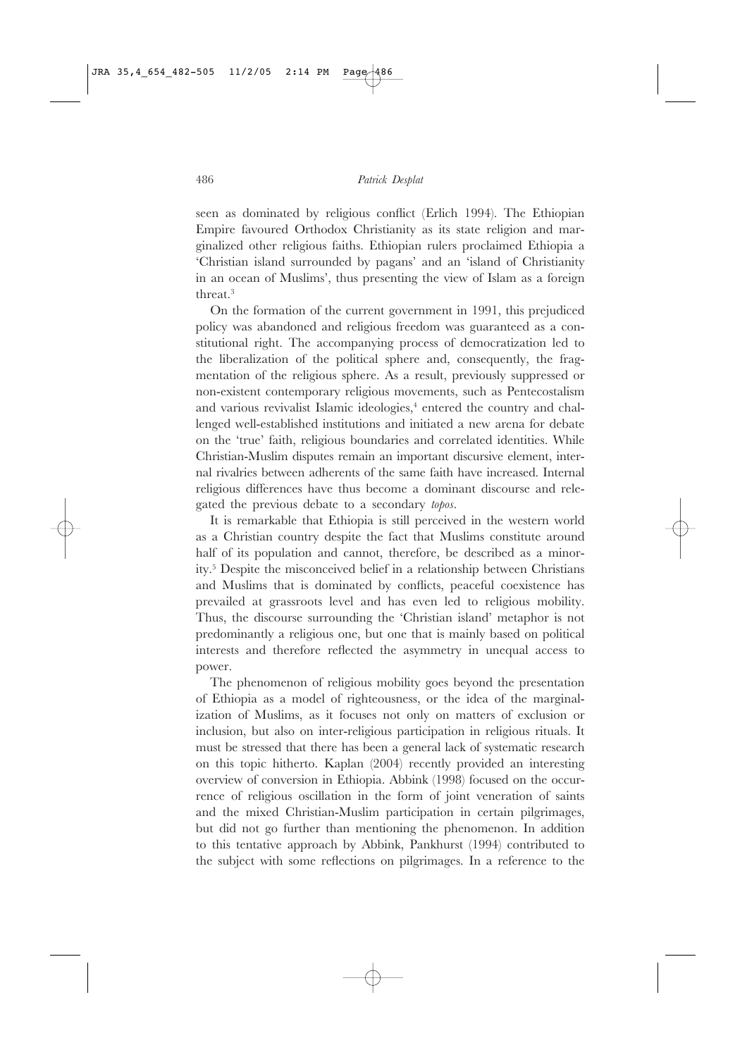seen as dominated by religious conflict (Erlich 1994). The Ethiopian Empire favoured Orthodox Christianity as its state religion and marginalized other religious faiths. Ethiopian rulers proclaimed Ethiopia a 'Christian island surrounded by pagans' and an 'island of Christianity in an ocean of Muslims', thus presenting the view of Islam as a foreign threat.[3]

On the formation of the current government in 1991, this prejudiced policy was abandoned and religious freedom was guaranteed as a constitutional right. The accompanying process of democratization led to the liberalization of the political sphere and, consequently, the fragmentation of the religious sphere. As a result, previously suppressed or non-existent contemporary religious movements, such as Pentecostalism and various revivalist Islamic ideologies,[4] entered the country and challenged well-established institutions and initiated a new arena for debate on the 'true' faith, religious boundaries and correlated identities. While Christian-Muslim disputes remain an important discursive element, internal rivalries between adherents of the same faith have increased. Internal religious differences have thus become a dominant discourse and relegated the previous debate to a secondary *topos*.

It is remarkable that Ethiopia is still perceived in the western world as a Christian country despite the fact that Muslims constitute around half of its population and cannot, therefore, be described as a minority.[5] Despite the misconceived belief in a relationship between Christians and Muslims that is dominated by conflicts, peaceful coexistence has prevailed at grassroots level and has even led to religious mobility. Thus, the discourse surrounding the 'Christian island' metaphor is not predominantly a religious one, but one that is mainly based on political interests and therefore reflected the asymmetry in unequal access to power.

The phenomenon of religious mobility goes beyond the presentation of Ethiopia as a model of righteousness, or the idea of the marginalization of Muslims, as it focuses not only on matters of exclusion or inclusion, but also on inter-religious participation in religious rituals. It must be stressed that there has been a general lack of systematic research on this topic hitherto. Kaplan (2004) recently provided an interesting overview of conversion in Ethiopia. Abbink (1998) focused on the occurrence of religious oscillation in the form of joint veneration of saints and the mixed Christian-Muslim participation in certain pilgrimages, but did not go further than mentioning the phenomenon. In addition to this tentative approach by Abbink, Pankhurst (1994) contributed to the subject with some reflections on pilgrimages. In a reference to the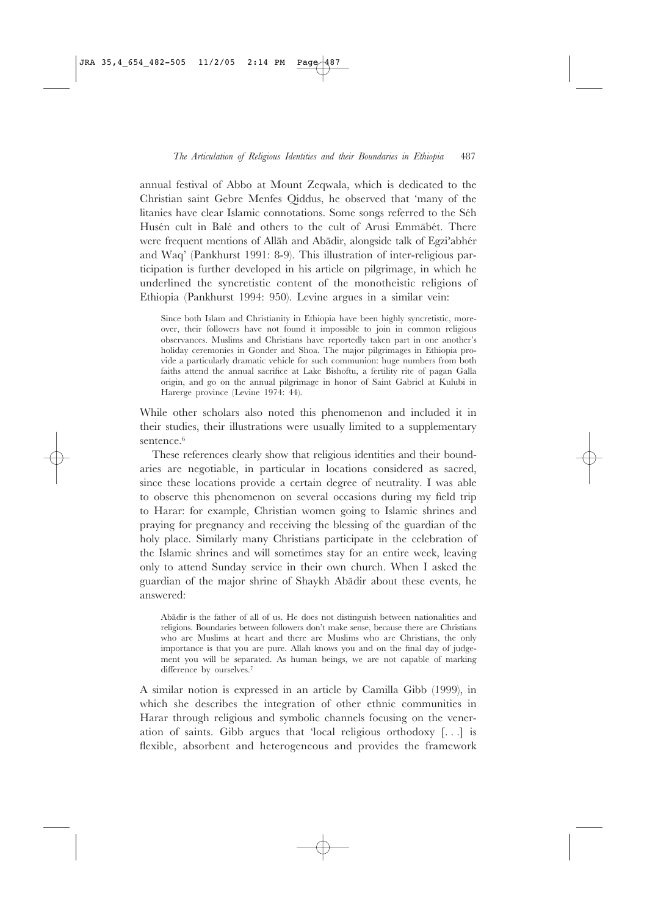annual festival of Abbo at Mount Zeqwala, which is dedicated to the Christian saint Gebre Menfes Qiddus, he observed that 'many of the litanies have clear Islamic connotations. Some songs referred to the Séh Husén cult in Balé and others to the cult of Arusi Emmäbét. There were frequent mentions of Allāh and Abādir, alongside talk of Egzi'abhér and Waq' (Pankhurst 1991: 8-9). This illustration of inter-religious participation is further developed in his article on pilgrimage, in which he underlined the syncretistic content of the monotheistic religions of Ethiopia (Pankhurst 1994: 950). Levine argues in a similar vein:

> Since both Islam and Christianity in Ethiopia have been highly syncretistic, moreover, their followers have not found it impossible to join in common religious observances. Muslims and Christians have reportedly taken part in one another's holiday ceremonies in Gonder and Shoa. The major pilgrimages in Ethiopia provide a particularly dramatic vehicle for such communion: huge numbers from both faiths attend the annual sacrifice at Lake Bishoftu, a fertility rite of pagan Galla origin, and go on the annual pilgrimage in honor of Saint Gabriel at Kulubi in Harerge province (Levine 1974: 44).

While other scholars also noted this phenomenon and included it in their studies, their illustrations were usually limited to a supplementary sentence.[6]

These references clearly show that religious identities and their boundaries are negotiable, in particular in locations considered as sacred, since these locations provide a certain degree of neutrality. I was able to observe this phenomenon on several occasions during my field trip to Harar: for example, Christian women going to Islamic shrines and praying for pregnancy and receiving the blessing of the guardian of the holy place. Similarly many Christians participate in the celebration of the Islamic shrines and will sometimes stay for an entire week, leaving only to attend Sunday service in their own church. When I asked the guardian of the major shrine of Shaykh Abādir about these events, he answered:

> Abādir is the father of all of us. He does not distinguish between nationalities and religions. Boundaries between followers don't make sense, because there are Christians who are Muslims at heart and there are Muslims who are Christians, the only importance is that you are pure. Allah knows you and on the final day of judgement you will be separated. As human beings, we are not capable of marking difference by ourselves.[7]

A similar notion is expressed in an article by Camilla Gibb (1999), in which she describes the integration of other ethnic communities in Harar through religious and symbolic channels focusing on the veneration of saints. Gibb argues that 'local religious orthodoxy [. . .] is flexible, absorbent and heterogeneous and provides the framework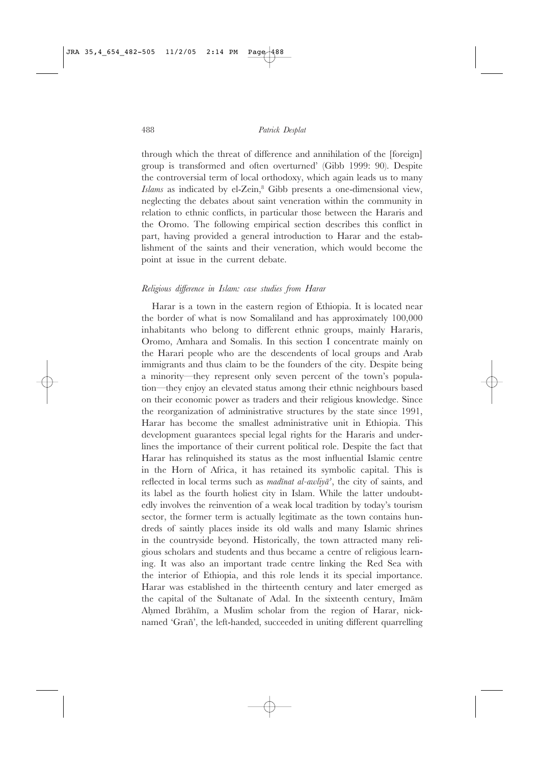through which the threat of difference and annihilation of the [foreign] group is transformed and often overturned' (Gibb 1999: 90). Despite the controversial term of local orthodoxy, which again leads us to many *Islams* as indicated by el-Zein,[8] Gibb presents a one-dimensional view, neglecting the debates about saint veneration within the community in relation to ethnic conflicts, in particular those between the Hararis and the Oromo. The following empirical section describes this conflict in part, having provided a general introduction to Harar and the establishment of the saints and their veneration, which would become the point at issue in the current debate.

### *Religious difference in Islam: case studies from Harar*

Harar is a town in the eastern region of Ethiopia. It is located near the border of what is now Somaliland and has approximately 100,000 inhabitants who belong to different ethnic groups, mainly Hararis, Oromo, Amhara and Somalis. In this section I concentrate mainly on the Harari people who are the descendents of local groups and Arab immigrants and thus claim to be the founders of the city. Despite being a minority—they represent only seven percent of the town's population—they enjoy an elevated status among their ethnic neighbours based on their economic power as traders and their religious knowledge. Since the reorganization of administrative structures by the state since 1991, Harar has become the smallest administrative unit in Ethiopia. This development guarantees special legal rights for the Hararis and underlines the importance of their current political role. Despite the fact that Harar has relinquished its status as the most influential Islamic centre in the Horn of Africa, it has retained its symbolic capital. This is reflected in local terms such as *madīnat al-awliyā'*, the city of saints, and its label as the fourth holiest city in Islam. While the latter undoubtedly involves the reinvention of a weak local tradition by today's tourism sector, the former term is actually legitimate as the town contains hundreds of saintly places inside its old walls and many Islamic shrines in the countryside beyond. Historically, the town attracted many religious scholars and students and thus became a centre of religious learning. It was also an important trade centre linking the Red Sea with the interior of Ethiopia, and this role lends it its special importance. Harar was established in the thirteenth century and later emerged as the capital of the Sultanate of Adal. In the sixteenth century, Imām Aḥmed Ibrāhīm, a Muslim scholar from the region of Harar, nicknamed 'Grañ', the left-handed, succeeded in uniting different quarrelling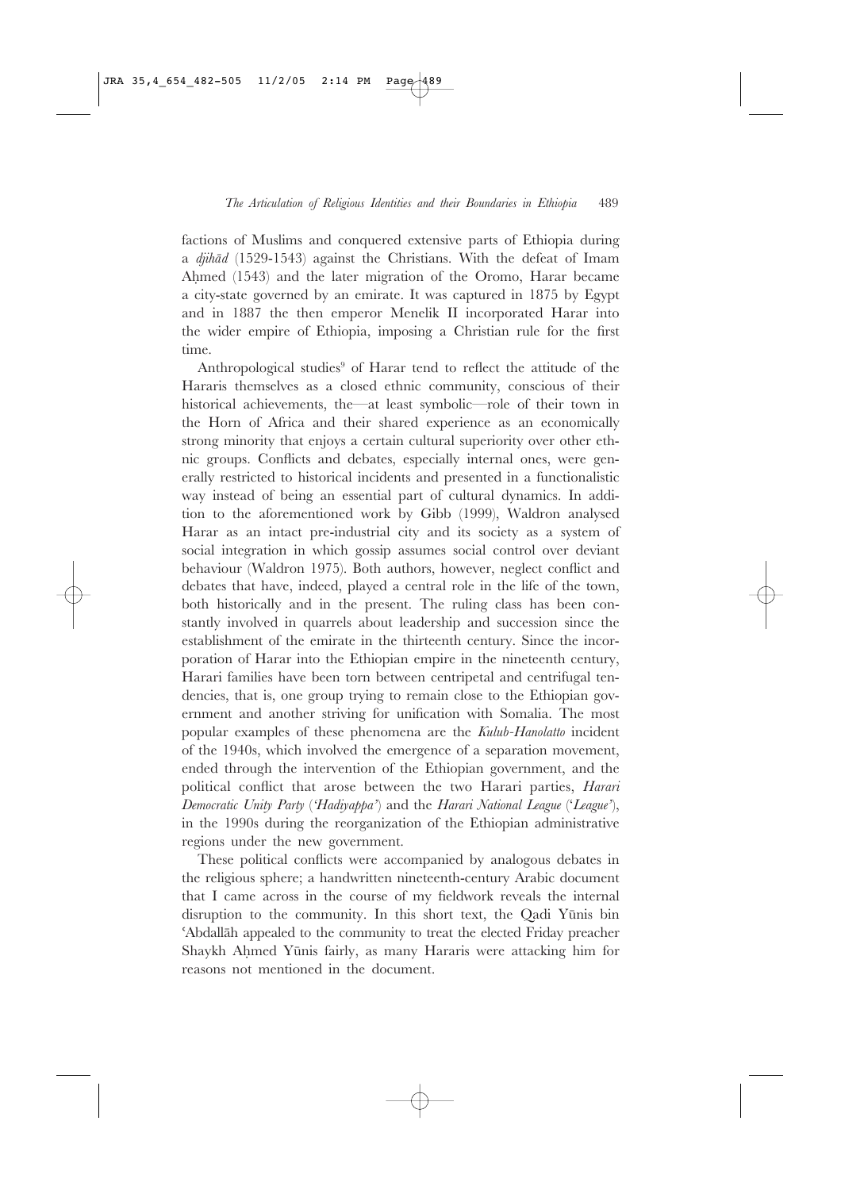factions of Muslims and conquered extensive parts of Ethiopia during a *djihād* (1529-1543) against the Christians. With the defeat of Imam Aḥmed (1543) and the later migration of the Oromo, Harar became a city-state governed by an emirate. It was captured in 1875 by Egypt and in 1887 the then emperor Menelik II incorporated Harar into the wider empire of Ethiopia, imposing a Christian rule for the first time.

Anthropological studies[9] of Harar tend to reflect the attitude of the Hararis themselves as a closed ethnic community, conscious of their historical achievements, the—at least symbolic—role of their town in the Horn of Africa and their shared experience as an economically strong minority that enjoys a certain cultural superiority over other ethnic groups. Conflicts and debates, especially internal ones, were generally restricted to historical incidents and presented in a functionalistic way instead of being an essential part of cultural dynamics. In addition to the aforementioned work by Gibb (1999), Waldron analysed Harar as an intact pre-industrial city and its society as a system of social integration in which gossip assumes social control over deviant behaviour (Waldron 1975). Both authors, however, neglect conflict and debates that have, indeed, played a central role in the life of the town, both historically and in the present. The ruling class has been constantly involved in quarrels about leadership and succession since the establishment of the emirate in the thirteenth century. Since the incorporation of Harar into the Ethiopian empire in the nineteenth century, Harari families have been torn between centripetal and centrifugal tendencies, that is, one group trying to remain close to the Ethiopian government and another striving for unification with Somalia. The most popular examples of these phenomena are the *Kulub-Hanolatto* incident of the 1940s, which involved the emergence of a separation movement, ended through the intervention of the Ethiopian government, and the political conflict that arose between the two Harari parties, *Harari Democratic Unity Party* ('*Hadiyappa*') and the *Harari National League* ('*League*'), in the 1990s during the reorganization of the Ethiopian administrative regions under the new government.

These political conflicts were accompanied by analogous debates in the religious sphere; a handwritten nineteenth-century Arabic document that I came across in the course of my fieldwork reveals the internal disruption to the community. In this short text, the Qadi Yūnis bin ʿAbdallāh appealed to the community to treat the elected Friday preacher Shaykh Aḥmed Yūnis fairly, as many Hararis were attacking him for reasons not mentioned in the document.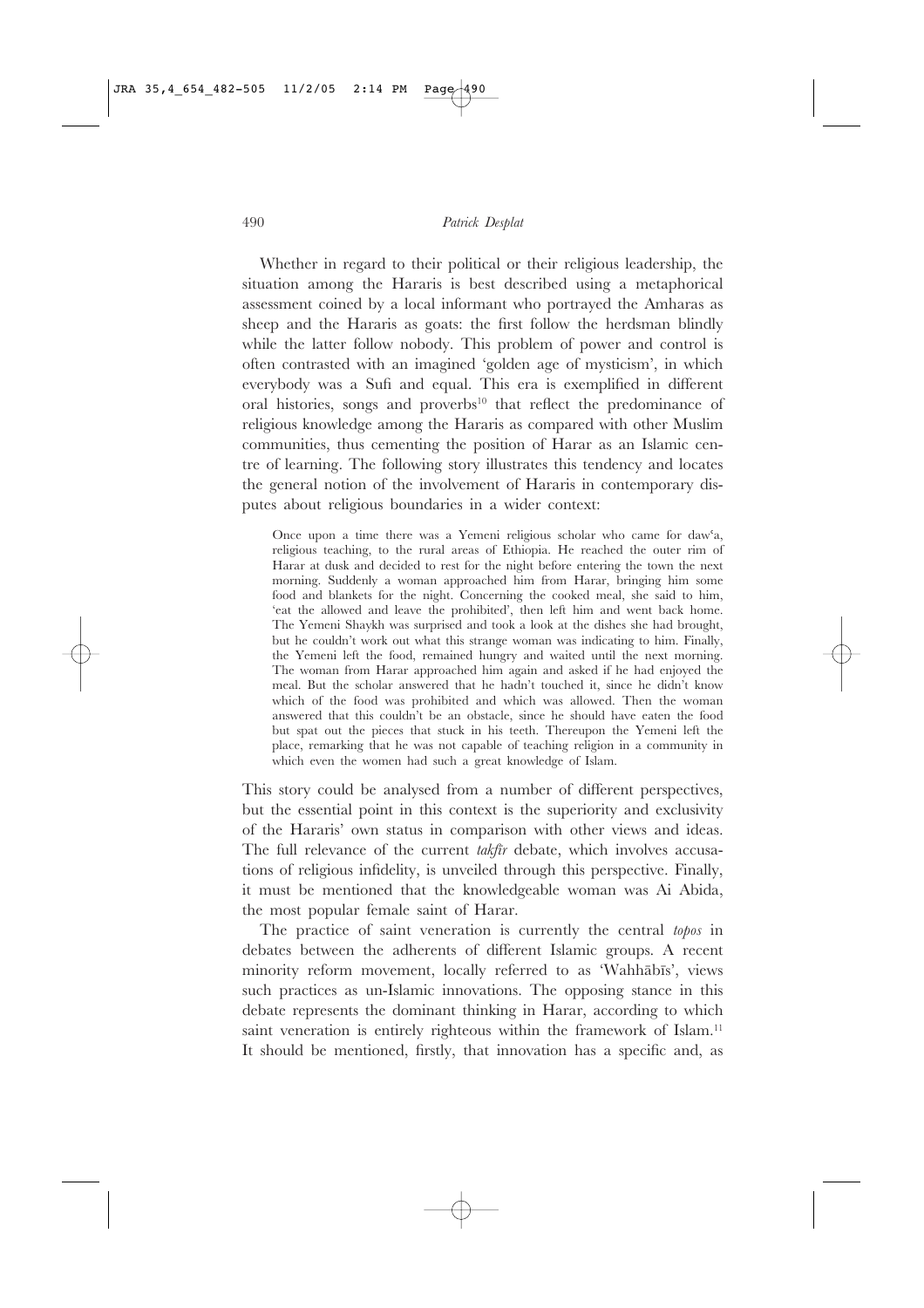Whether in regard to their political or their religious leadership, the situation among the Hararis is best described using a metaphorical assessment coined by a local informant who portrayed the Amharas as sheep and the Hararis as goats: the first follow the herdsman blindly while the latter follow nobody. This problem of power and control is often contrasted with an imagined 'golden age of mysticism', in which everybody was a Sufi and equal. This era is exemplified in different oral histories, songs and proverbs[10] that reflect the predominance of religious knowledge among the Hararis as compared with other Muslim communities, thus cementing the position of Harar as an Islamic centre of learning. The following story illustrates this tendency and locates the general notion of the involvement of Hararis in contemporary disputes about religious boundaries in a wider context:

> Once upon a time there was a Yemeni religious scholar who came for daw'a, religious teaching, to the rural areas of Ethiopia. He reached the outer rim of Harar at dusk and decided to rest for the night before entering the town the next morning. Suddenly a woman approached him from Harar, bringing him some food and blankets for the night. Concerning the cooked meal, she said to him, 'eat the allowed and leave the prohibited', then left him and went back home. The Yemeni Shaykh was surprised and took a look at the dishes she had brought, but he couldn't work out what this strange woman was indicating to him. Finally, the Yemeni left the food, remained hungry and waited until the next morning. The woman from Harar approached him again and asked if he had enjoyed the meal. But the scholar answered that he hadn't touched it, since he didn't know which of the food was prohibited and which was allowed. Then the woman answered that this couldn't be an obstacle, since he should have eaten the food but spat out the pieces that stuck in his teeth. Thereupon the Yemeni left the place, remarking that he was not capable of teaching religion in a community in which even the women had such a great knowledge of Islam.

This story could be analysed from a number of different perspectives, but the essential point in this context is the superiority and exclusivity of the Hararis' own status in comparison with other views and ideas. The full relevance of the current *takfīr* debate, which involves accusations of religious infidelity, is unveiled through this perspective. Finally, it must be mentioned that the knowledgeable woman was Ai Abida, the most popular female saint of Harar.

The practice of saint veneration is currently the central *topos* in debates between the adherents of different Islamic groups. A recent minority reform movement, locally referred to as 'Wahhābīs', views such practices as un-Islamic innovations. The opposing stance in this debate represents the dominant thinking in Harar, according to which saint veneration is entirely righteous within the framework of Islam.[11] It should be mentioned, firstly, that innovation has a specific and, as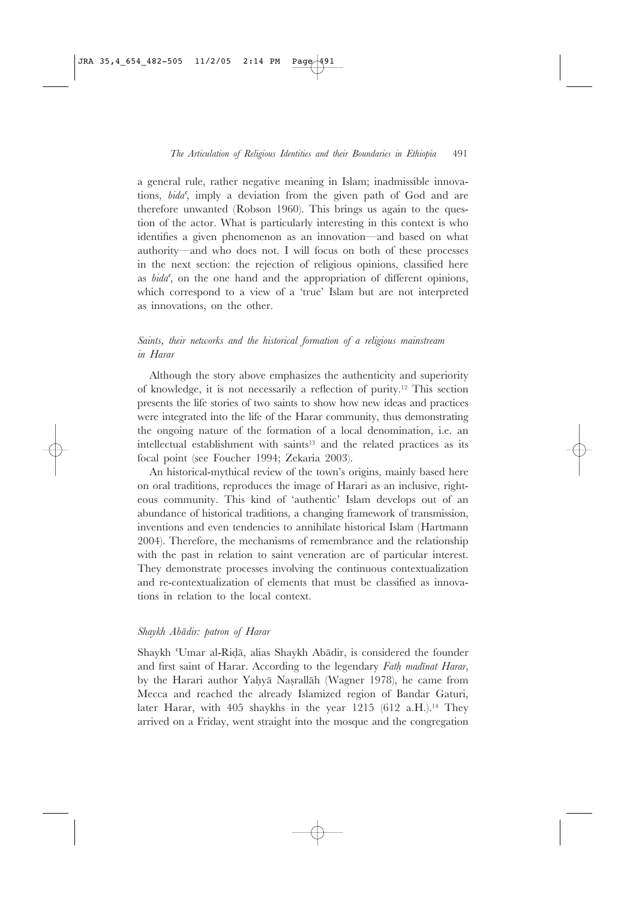a general rule, rather negative meaning in Islam; inadmissible innovations, *bidaʿ*, imply a deviation from the given path of God and are therefore unwanted (Robson 1960). This brings us again to the question of the actor. What is particularly interesting in this context is who identifies a given phenomenon as an innovation—and based on what authority—and who does not. I will focus on both of these processes in the next section: the rejection of religious opinions, classified here as *bidaʿ*, on the one hand and the appropriation of different opinions, which correspond to a view of a 'true' Islam but are not interpreted as innovations, on the other.

### *Saints, their networks and the historical formation of a religious mainstream in Harar*

Although the story above emphasizes the authenticity and superiority of knowledge, it is not necessarily a reflection of purity.[12] This section presents the life stories of two saints to show how new ideas and practices were integrated into the life of the Harar community, thus demonstrating the ongoing nature of the formation of a local denomination, i.e. an intellectual establishment with saints[13] and the related practices as its focal point (see Foucher 1994; Zekaria 2003).

An historical-mythical review of the town's origins, mainly based here on oral traditions, reproduces the image of Harari as an inclusive, righteous community. This kind of 'authentic' Islam develops out of an abundance of historical traditions, a changing framework of transmission, inventions and even tendencies to annihilate historical Islam (Hartmann 2004). Therefore, the mechanisms of remembrance and the relationship with the past in relation to saint veneration are of particular interest. They demonstrate processes involving the continuous contextualization and re-contextualization of elements that must be classified as innovations in relation to the local context.

### *Shaykh Abādir: patron of Harar*

Shaykh ʿUmar al-Riḍā, alias Shaykh Abādir, is considered the founder and first saint of Harar. According to the legendary *Fatḥ madīnat Harar*, by the Harari author Yaḥyā Naṣrallāh (Wagner 1978), he came from Mecca and reached the already Islamized region of Bandar Gaturi, later Harar, with 405 shaykhs in the year 1215 (612 a.H.).[14] They arrived on a Friday, went straight into the mosque and the congregation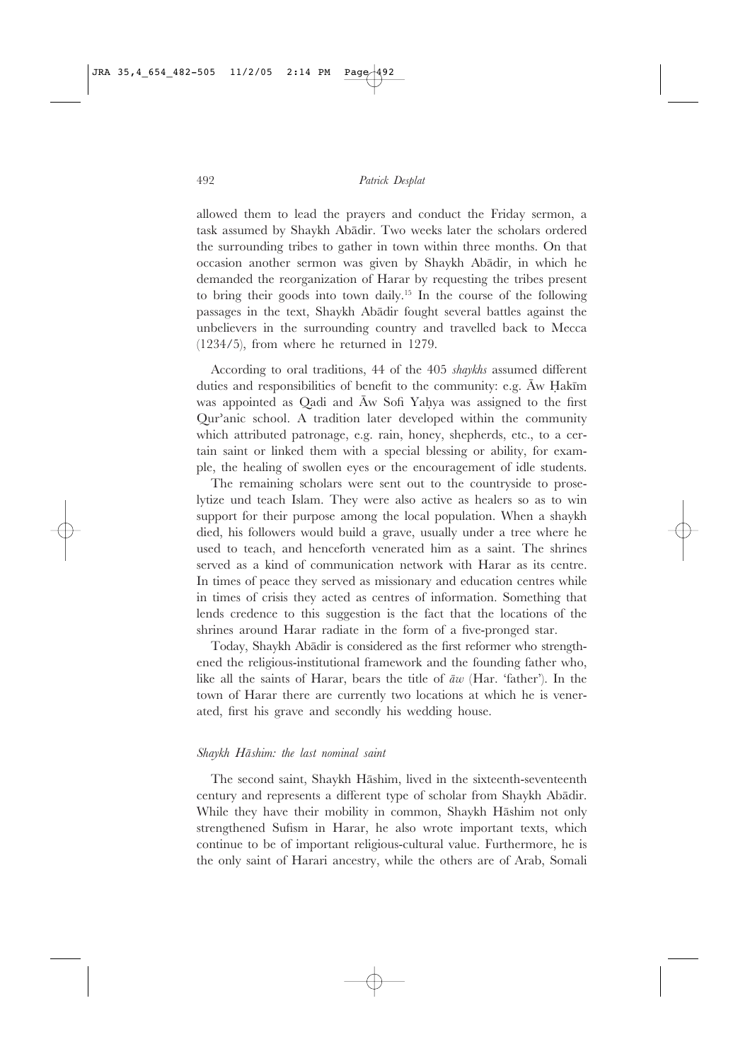allowed them to lead the prayers and conduct the Friday sermon, a task assumed by Shaykh Abādir. Two weeks later the scholars ordered the surrounding tribes to gather in town within three months. On that occasion another sermon was given by Shaykh Abādir, in which he demanded the reorganization of Harar by requesting the tribes present to bring their goods into town daily.[15] In the course of the following passages in the text, Shaykh Abādir fought several battles against the unbelievers in the surrounding country and travelled back to Mecca (1234/5), from where he returned in 1279.

According to oral traditions, 44 of the 405 *shaykhs* assumed different duties and responsibilities of benefit to the community: e.g. Āw Ḥakīm was appointed as Qadi and Āw Sofi Yaḥya was assigned to the first Qur'anic school. A tradition later developed within the community which attributed patronage, e.g. rain, honey, shepherds, etc., to a certain saint or linked them with a special blessing or ability, for example, the healing of swollen eyes or the encouragement of idle students.

The remaining scholars were sent out to the countryside to proselytize und teach Islam. They were also active as healers so as to win support for their purpose among the local population. When a shaykh died, his followers would build a grave, usually under a tree where he used to teach, and henceforth venerated him as a saint. The shrines served as a kind of communication network with Harar as its centre. In times of peace they served as missionary and education centres while in times of crisis they acted as centres of information. Something that lends credence to this suggestion is the fact that the locations of the shrines around Harar radiate in the form of a five-pronged star.

Today, Shaykh Abādir is considered as the first reformer who strengthened the religious-institutional framework and the founding father who, like all the saints of Harar, bears the title of *āw* (Har. 'father'). In the town of Harar there are currently two locations at which he is venerated, first his grave and secondly his wedding house.

### *Shaykh Hāshim: the last nominal saint*

The second saint, Shaykh Hāshim, lived in the sixteenth-seventeenth century and represents a different type of scholar from Shaykh Abādir. While they have their mobility in common, Shaykh Hāshim not only strengthened Sufism in Harar, he also wrote important texts, which continue to be of important religious-cultural value. Furthermore, he is the only saint of Harari ancestry, while the others are of Arab, Somali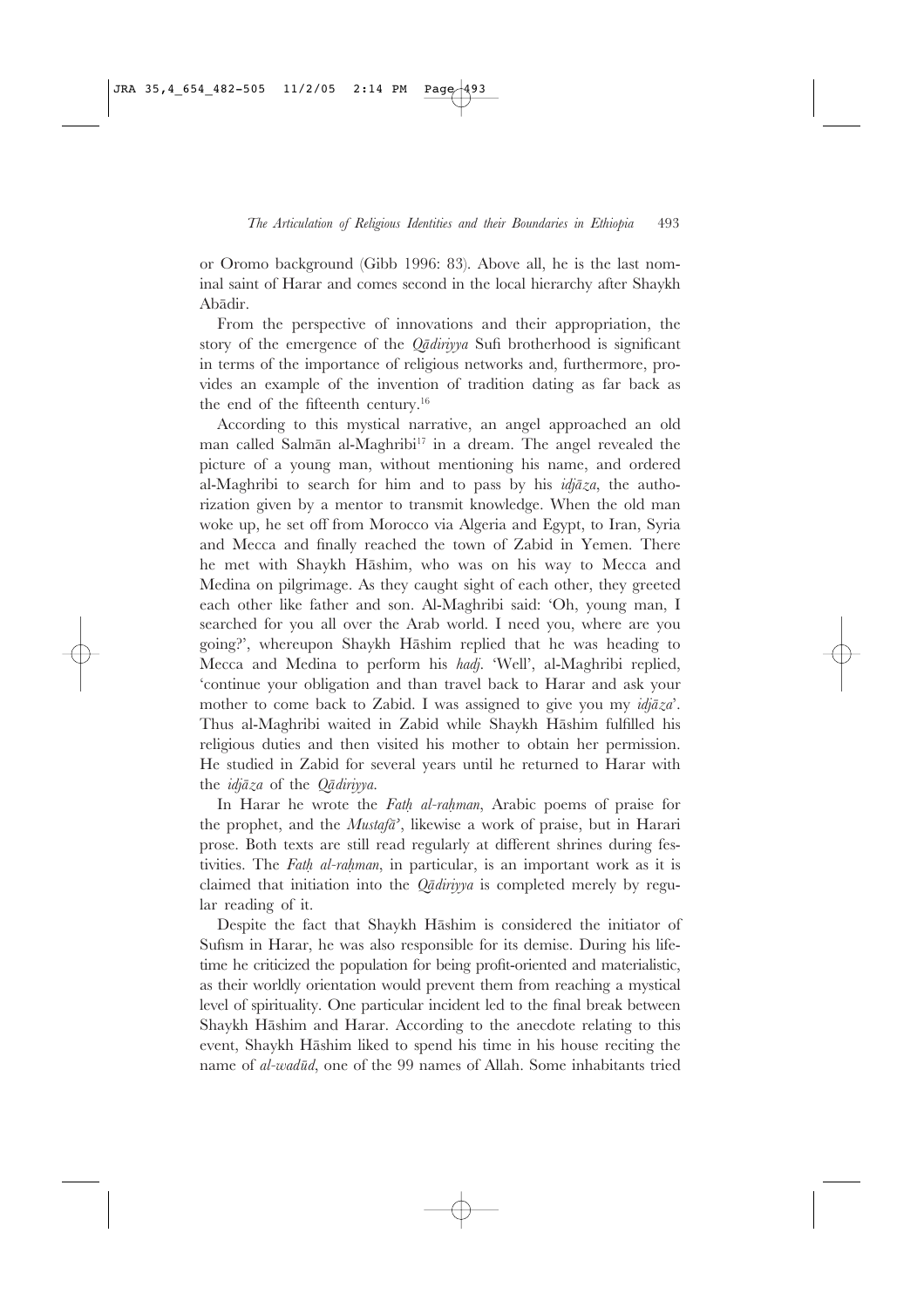or Oromo background (Gibb 1996: 83). Above all, he is the last nominal saint of Harar and comes second in the local hierarchy after Shaykh Abādir.

From the perspective of innovations and their appropriation, the story of the emergence of the *Qādiriyya* Sufi brotherhood is significant in terms of the importance of religious networks and, furthermore, provides an example of the invention of tradition dating as far back as the end of the fifteenth century.[16]

According to this mystical narrative, an angel approached an old man called Salmān al-Maghribi[17] in a dream. The angel revealed the picture of a young man, without mentioning his name, and ordered al-Maghribi to search for him and to pass by his *idjāza*, the authorization given by a mentor to transmit knowledge. When the old man woke up, he set off from Morocco via Algeria and Egypt, to Iran, Syria and Mecca and finally reached the town of Zabid in Yemen. There he met with Shaykh Hāshim, who was on his way to Mecca and Medina on pilgrimage. As they caught sight of each other, they greeted each other like father and son. Al-Maghribi said: 'Oh, young man, I searched for you all over the Arab world. I need you, where are you going?', whereupon Shaykh Hāshim replied that he was heading to Mecca and Medina to perform his *hadj*. 'Well', al-Maghribi replied, 'continue your obligation and than travel back to Harar and ask your mother to come back to Zabid. I was assigned to give you my *idjāza*'. Thus al-Maghribi waited in Zabid while Shaykh Hāshim fulfilled his religious duties and then visited his mother to obtain her permission. He studied in Zabid for several years until he returned to Harar with the *idjāza* of the *Qādiriyya*.

In Harar he wrote the *Fatḥ al-raḥman*, Arabic poems of praise for the prophet, and the *Mustafā'*, likewise a work of praise, but in Harari prose. Both texts are still read regularly at different shrines during festivities. The *Fatḥ al-raḥman*, in particular, is an important work as it is claimed that initiation into the *Qādiriyya* is completed merely by regular reading of it.

Despite the fact that Shaykh Hāshim is considered the initiator of Sufism in Harar, he was also responsible for its demise. During his lifetime he criticized the population for being profit-oriented and materialistic, as their worldly orientation would prevent them from reaching a mystical level of spirituality. One particular incident led to the final break between Shaykh Hāshim and Harar. According to the anecdote relating to this event, Shaykh Hāshim liked to spend his time in his house reciting the name of *al-wadūd*, one of the 99 names of Allah. Some inhabitants tried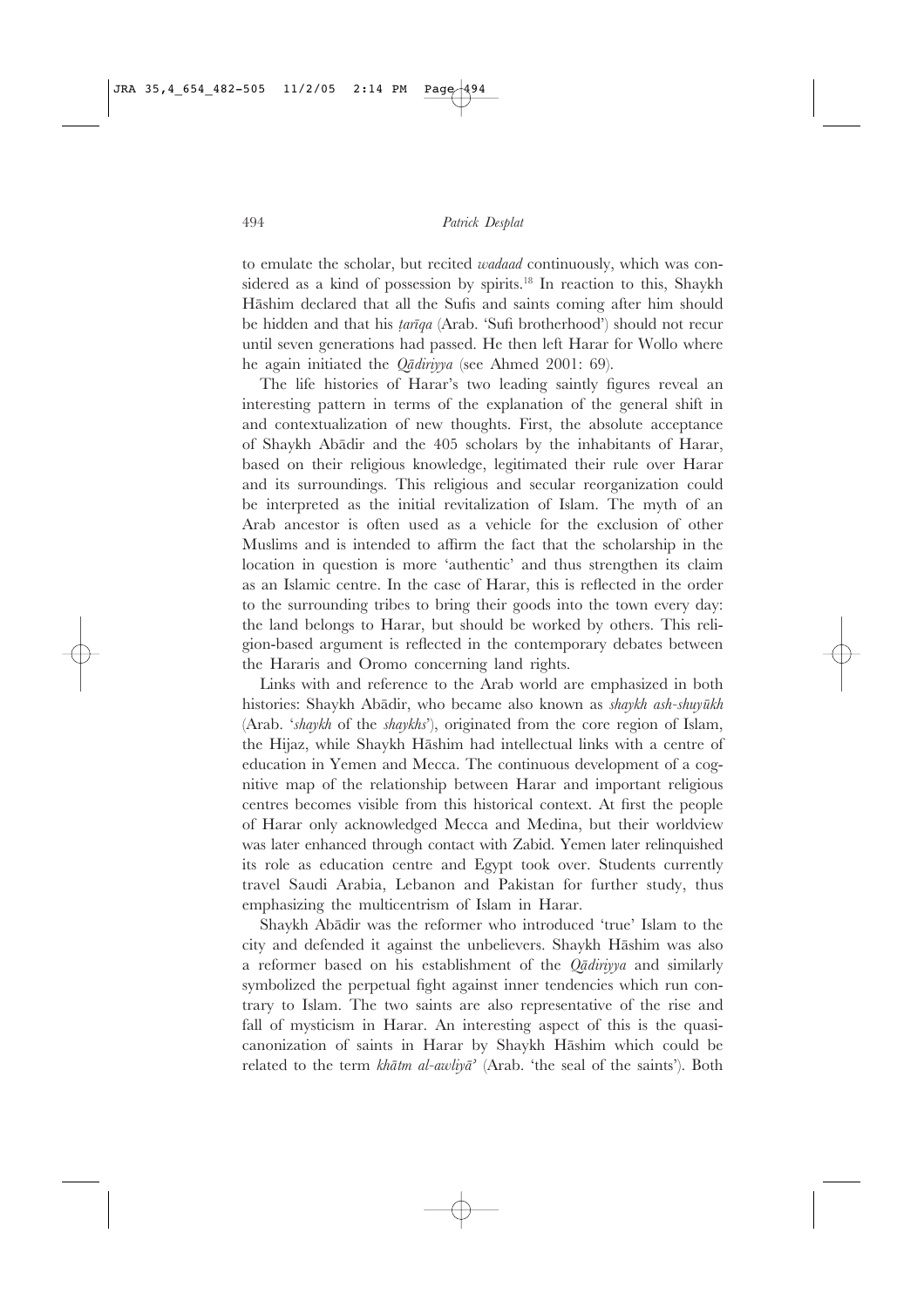to emulate the scholar, but recited *wadaad* continuously, which was considered as a kind of possession by spirits.[18] In reaction to this, Shaykh Hāshim declared that all the Sufis and saints coming after him should be hidden and that his *ṭarīqa* (Arab. 'Sufi brotherhood') should not recur until seven generations had passed. He then left Harar for Wollo where he again initiated the *Qādiriyya* (see Ahmed 2001: 69).

The life histories of Harar's two leading saintly figures reveal an interesting pattern in terms of the explanation of the general shift in and contextualization of new thoughts. First, the absolute acceptance of Shaykh Abādir and the 405 scholars by the inhabitants of Harar, based on their religious knowledge, legitimated their rule over Harar and its surroundings. This religious and secular reorganization could be interpreted as the initial revitalization of Islam. The myth of an Arab ancestor is often used as a vehicle for the exclusion of other Muslims and is intended to affirm the fact that the scholarship in the location in question is more 'authentic' and thus strengthen its claim as an Islamic centre. In the case of Harar, this is reflected in the order to the surrounding tribes to bring their goods into the town every day: the land belongs to Harar, but should be worked by others. This religion-based argument is reflected in the contemporary debates between the Hararis and Oromo concerning land rights.

Links with and reference to the Arab world are emphasized in both histories: Shaykh Abādir, who became also known as *shaykh ash-shuyūkh* (Arab. '*shaykh* of the *shaykhs*'), originated from the core region of Islam, the Hijaz, while Shaykh Hāshim had intellectual links with a centre of education in Yemen and Mecca. The continuous development of a cognitive map of the relationship between Harar and important religious centres becomes visible from this historical context. At first the people of Harar only acknowledged Mecca and Medina, but their worldview was later enhanced through contact with Zabid. Yemen later relinquished its role as education centre and Egypt took over. Students currently travel Saudi Arabia, Lebanon and Pakistan for further study, thus emphasizing the multicentrism of Islam in Harar.

Shaykh Abādir was the reformer who introduced 'true' Islam to the city and defended it against the unbelievers. Shaykh Hāshim was also a reformer based on his establishment of the *Qādiriyya* and similarly symbolized the perpetual fight against inner tendencies which run contrary to Islam. The two saints are also representative of the rise and fall of mysticism in Harar. An interesting aspect of this is the quasi-canonization of saints in Harar by Shaykh Hāshim which could be related to the term *khātm al-awliyā'* (Arab. 'the seal of the saints'). Both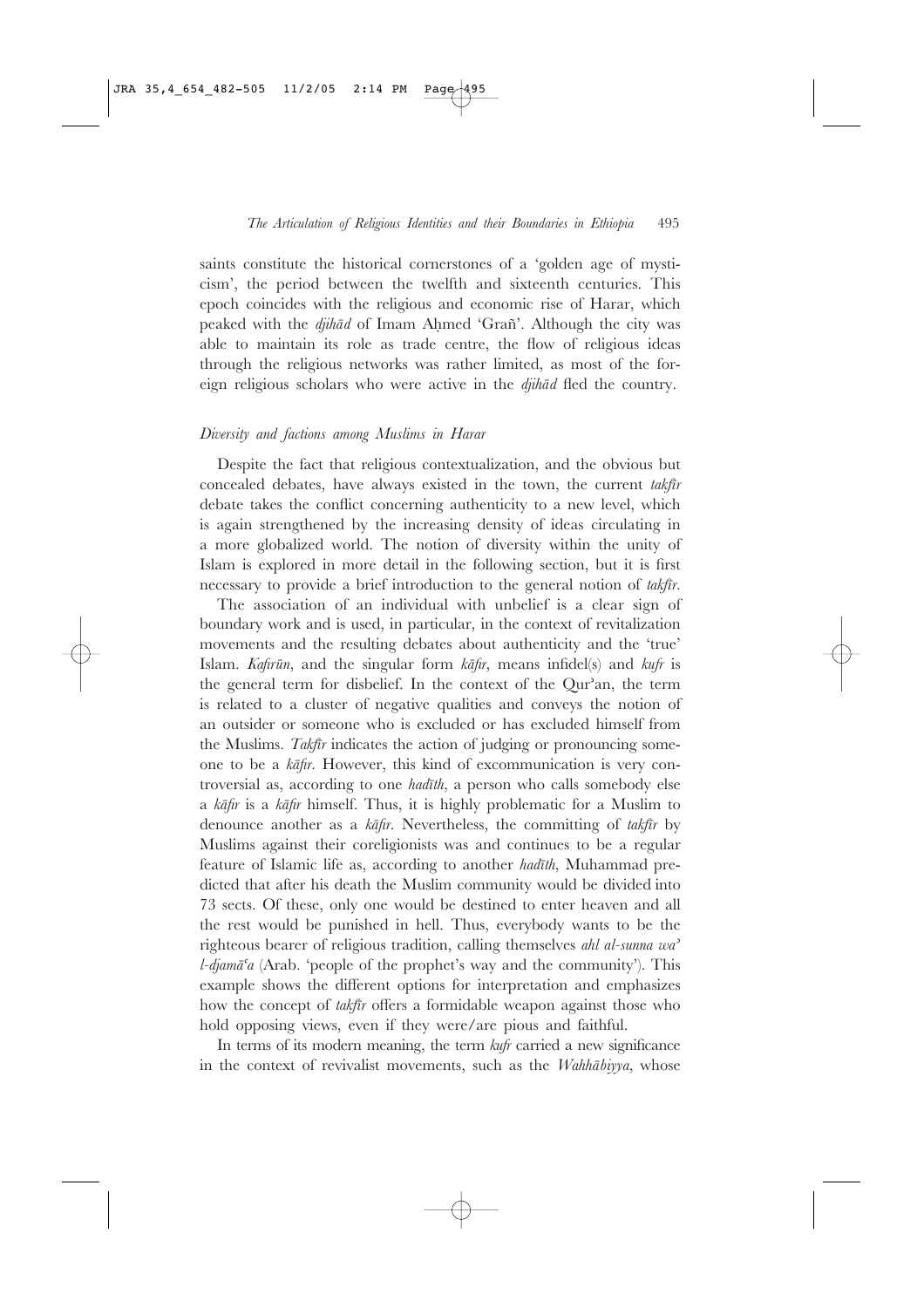saints constitute the historical cornerstones of a 'golden age of mysticism', the period between the twelfth and sixteenth centuries. This epoch coincides with the religious and economic rise of Harar, which peaked with the *djihād* of Imam Aḥmed 'Grañ'. Although the city was able to maintain its role as trade centre, the flow of religious ideas through the religious networks was rather limited, as most of the foreign religious scholars who were active in the *djihād* fled the country.

### *Diversity and factions among Muslims in Harar*

Despite the fact that religious contextualization, and the obvious but concealed debates, have always existed in the town, the current *takfīr* debate takes the conflict concerning authenticity to a new level, which is again strengthened by the increasing density of ideas circulating in a more globalized world. The notion of diversity within the unity of Islam is explored in more detail in the following section, but it is first necessary to provide a brief introduction to the general notion of *takfīr*.

The association of an individual with unbelief is a clear sign of boundary work and is used, in particular, in the context of revitalization movements and the resulting debates about authenticity and the 'true' Islam. *Kafirūn*, and the singular form *kāfir*, means infidel(s) and *kufr* is the general term for disbelief. In the context of the Qur'an, the term is related to a cluster of negative qualities and conveys the notion of an outsider or someone who is excluded or has excluded himself from the Muslims. *Takfīr* indicates the action of judging or pronouncing someone to be a *kāfir*. However, this kind of excommunication is very controversial as, according to one *hadīth*, a person who calls somebody else a *kāfir* is a *kāfir* himself. Thus, it is highly problematic for a Muslim to denounce another as a *kāfir*. Nevertheless, the committing of *takfīr* by Muslims against their coreligionists was and continues to be a regular feature of Islamic life as, according to another *hadīth*, Muhammad predicted that after his death the Muslim community would be divided into 73 sects. Of these, only one would be destined to enter heaven and all the rest would be punished in hell. Thus, everybody wants to be the righteous bearer of religious tradition, calling themselves *ahl al-sunna wa' l-djamāʿa* (Arab. 'people of the prophet's way and the community'). This example shows the different options for interpretation and emphasizes how the concept of *takfīr* offers a formidable weapon against those who hold opposing views, even if they were/are pious and faithful.

In terms of its modern meaning, the term *kufr* carried a new significance in the context of revivalist movements, such as the *Wahhābiyya*, whose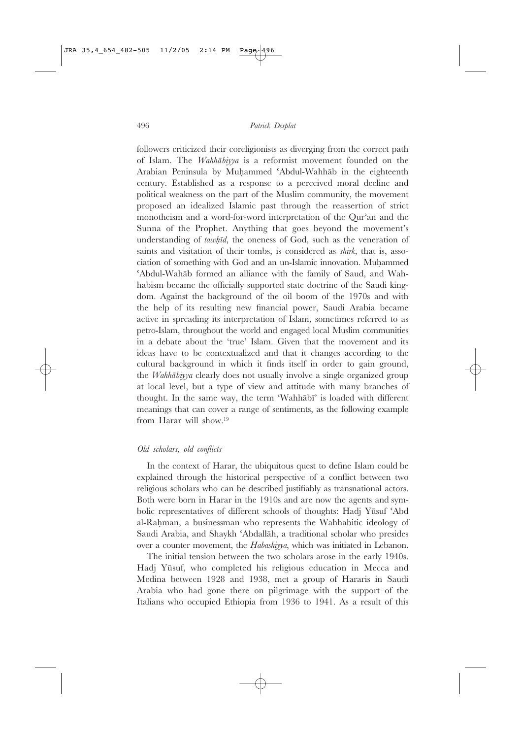followers criticized their coreligionists as diverging from the correct path of Islam. The *Wahhābiyya* is a reformist movement founded on the Arabian Peninsula by Muḥammed 'Abdul-Wahhāb in the eighteenth century. Established as a response to a perceived moral decline and political weakness on the part of the Muslim community, the movement proposed an idealized Islamic past through the reassertion of strict monotheism and a word-for-word interpretation of the Qur'an and the Sunna of the Prophet. Anything that goes beyond the movement's understanding of *tawḥīd*, the oneness of God, such as the veneration of saints and visitation of their tombs, is considered as *shirk*, that is, association of something with God and an un-Islamic innovation. Muḥammed 'Abdul-Wahāb formed an alliance with the family of Saud, and Wahhabism became the officially supported state doctrine of the Saudi kingdom. Against the background of the oil boom of the 1970s and with the help of its resulting new financial power, Saudi Arabia became active in spreading its interpretation of Islam, sometimes referred to as petro-Islam, throughout the world and engaged local Muslim communities in a debate about the 'true' Islam. Given that the movement and its ideas have to be contextualized and that it changes according to the cultural background in which it finds itself in order to gain ground, the *Wahhābiyya* clearly does not usually involve a single organized group at local level, but a type of view and attitude with many branches of thought. In the same way, the term 'Wahhābī' is loaded with different meanings that can cover a range of sentiments, as the following example from Harar will show.[19]

### *Old scholars, old conflicts*

In the context of Harar, the ubiquitous quest to define Islam could be explained through the historical perspective of a conflict between two religious scholars who can be described justifiably as transnational actors. Both were born in Harar in the 1910s and are now the agents and symbolic representatives of different schools of thoughts: Hadj Yūsuf 'Abd al-Raḥman, a businessman who represents the Wahhabitic ideology of Saudi Arabia, and Shaykh 'Abdallāh, a traditional scholar who presides over a counter movement, the *Ḥabashiyya*, which was initiated in Lebanon.

The initial tension between the two scholars arose in the early 1940s. Hadj Yūsuf, who completed his religious education in Mecca and Medina between 1928 and 1938, met a group of Hararis in Saudi Arabia who had gone there on pilgrimage with the support of the Italians who occupied Ethiopia from 1936 to 1941. As a result of this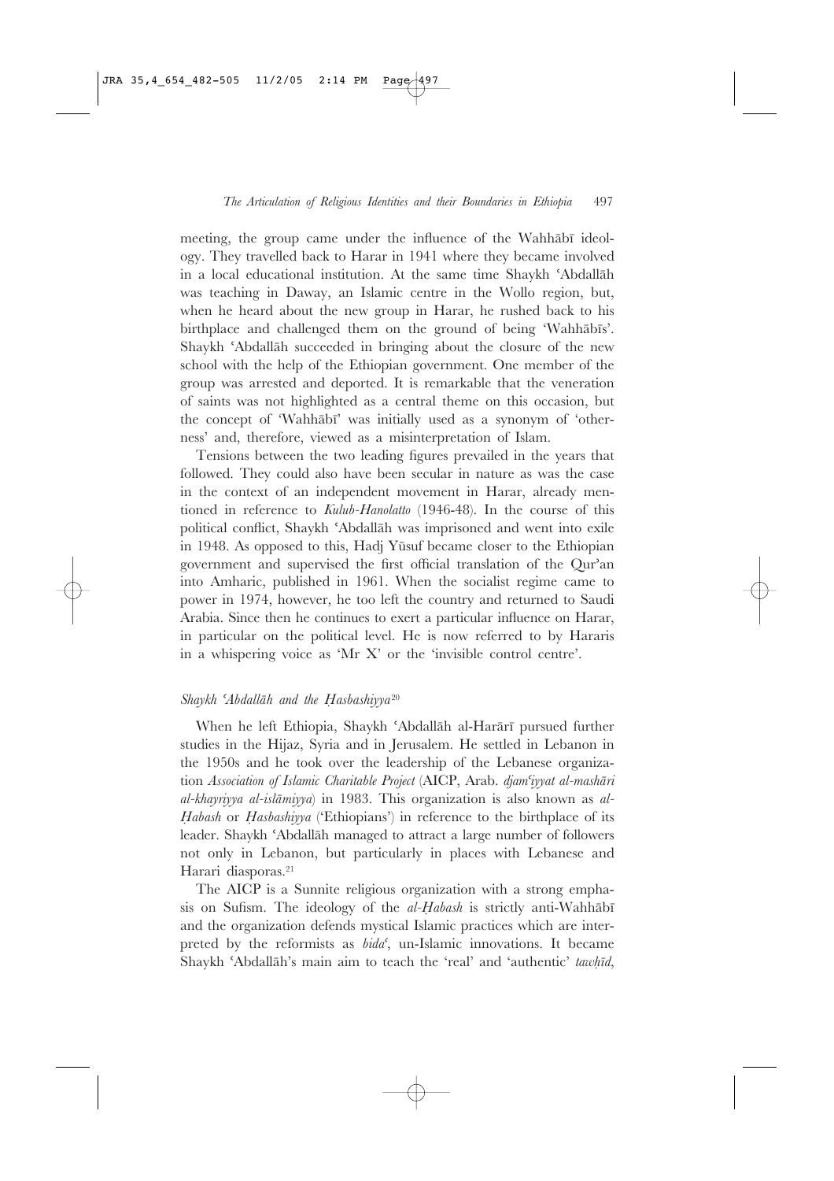meeting, the group came under the influence of the Wahhābī ideology. They travelled back to Harar in 1941 where they became involved in a local educational institution. At the same time Shaykh ʿAbdallāh was teaching in Daway, an Islamic centre in the Wollo region, but, when he heard about the new group in Harar, he rushed back to his birthplace and challenged them on the ground of being 'Wahhābīs'. Shaykh ʿAbdallāh succeeded in bringing about the closure of the new school with the help of the Ethiopian government. One member of the group was arrested and deported. It is remarkable that the veneration of saints was not highlighted as a central theme on this occasion, but the concept of 'Wahhābī' was initially used as a synonym of 'otherness' and, therefore, viewed as a misinterpretation of Islam.

Tensions between the two leading figures prevailed in the years that followed. They could also have been secular in nature as was the case in the context of an independent movement in Harar, already mentioned in reference to *Kulub-Hanolatto* (1946-48). In the course of this political conflict, Shaykh ʿAbdallāh was imprisoned and went into exile in 1948. As opposed to this, Hadj Yūsuf became closer to the Ethiopian government and supervised the first official translation of the Qurʾan into Amharic, published in 1961. When the socialist regime came to power in 1974, however, he too left the country and returned to Saudi Arabia. Since then he continues to exert a particular influence on Harar, in particular on the political level. He is now referred to by Hararis in a whispering voice as 'Mr X' or the 'invisible control centre'.

### *Shaykh ʿAbdallāh and the Ḥasbashiyya*[20]

When he left Ethiopia, Shaykh ʿAbdallāh al-Harārī pursued further studies in the Hijaz, Syria and in Jerusalem. He settled in Lebanon in the 1950s and he took over the leadership of the Lebanese organization *Association of Islamic Charitable Project* (AICP, Arab. *djamʿiyyat al-mashāri al-khayriyya al-islāmiyya*) in 1983. This organization is also known as *al-Ḥabash* or *Ḥasbashiyya* ('Ethiopians') in reference to the birthplace of its leader. Shaykh ʿAbdallāh managed to attract a large number of followers not only in Lebanon, but particularly in places with Lebanese and Harari diasporas.[21]

The AICP is a Sunnite religious organization with a strong emphasis on Sufism. The ideology of the *al-Ḥabash* is strictly anti-Wahhābī and the organization defends mystical Islamic practices which are interpreted by the reformists as *bidaʿ*, un-Islamic innovations. It became Shaykh ʿAbdallāh's main aim to teach the 'real' and 'authentic' *tawḥīd*,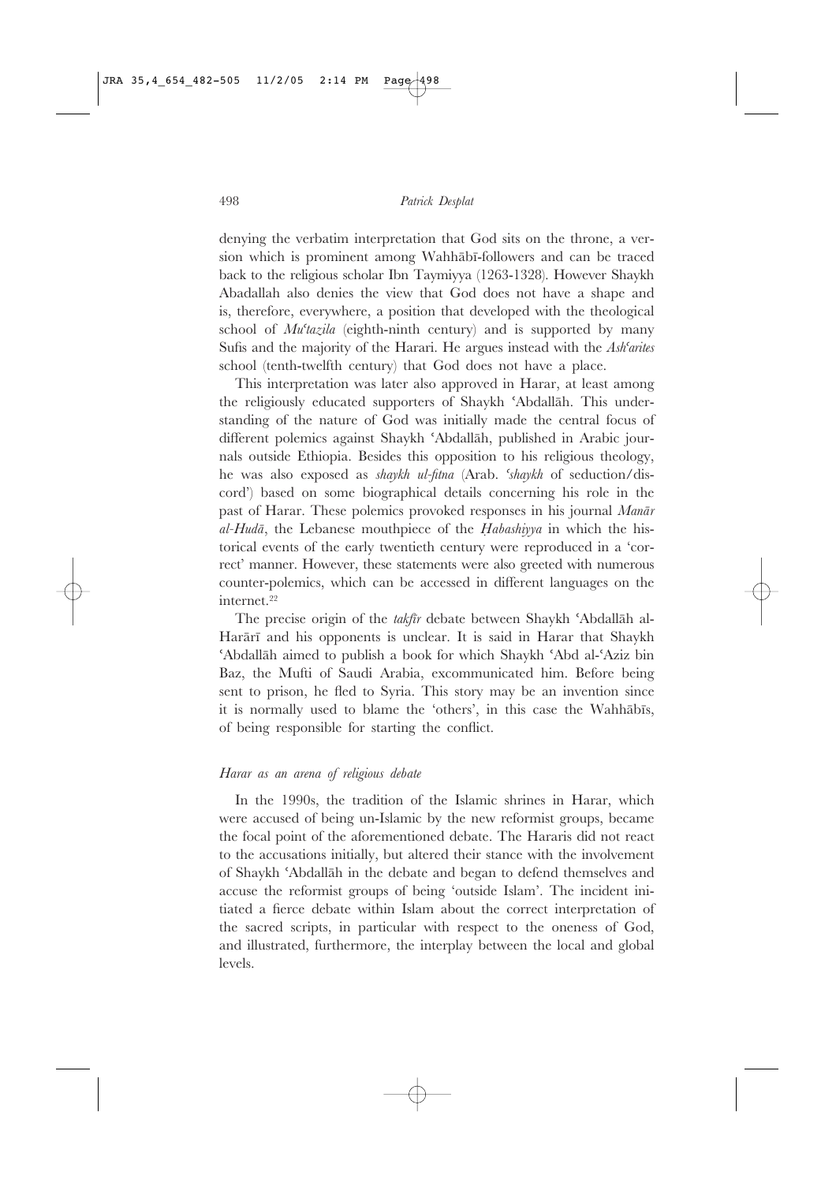denying the verbatim interpretation that God sits on the throne, a version which is prominent among Wahhābī-followers and can be traced back to the religious scholar Ibn Taymiyya (1263-1328). However Shaykh Abadallah also denies the view that God does not have a shape and is, therefore, everywhere, a position that developed with the theological school of *Muʿtazila* (eighth-ninth century) and is supported by many Sufis and the majority of the Harari. He argues instead with the *Ashʿarites* school (tenth-twelfth century) that God does not have a place.

This interpretation was later also approved in Harar, at least among the religiously educated supporters of Shaykh ʿAbdallāh. This understanding of the nature of God was initially made the central focus of different polemics against Shaykh ʿAbdallāh, published in Arabic journals outside Ethiopia. Besides this opposition to his religious theology, he was also exposed as *shaykh ul-fitna* (Arab. *'shaykh* of seduction/discord') based on some biographical details concerning his role in the past of Harar. These polemics provoked responses in his journal *Manār al-Hudā*, the Lebanese mouthpiece of the *Ḥabashiyya* in which the historical events of the early twentieth century were reproduced in a 'correct' manner. However, these statements were also greeted with numerous counter-polemics, which can be accessed in different languages on the internet.[22]

The precise origin of the *takfīr* debate between Shaykh ʿAbdallāh al-Harārī and his opponents is unclear. It is said in Harar that Shaykh ʿAbdallāh aimed to publish a book for which Shaykh ʿAbd al-ʿAziz bin Baz, the Mufti of Saudi Arabia, excommunicated him. Before being sent to prison, he fled to Syria. This story may be an invention since it is normally used to blame the 'others', in this case the Wahhābīs, of being responsible for starting the conflict.

### *Harar as an arena of religious debate*

In the 1990s, the tradition of the Islamic shrines in Harar, which were accused of being un-Islamic by the new reformist groups, became the focal point of the aforementioned debate. The Hararis did not react to the accusations initially, but altered their stance with the involvement of Shaykh ʿAbdallāh in the debate and began to defend themselves and accuse the reformist groups of being 'outside Islam'. The incident initiated a fierce debate within Islam about the correct interpretation of the sacred scripts, in particular with respect to the oneness of God, and illustrated, furthermore, the interplay between the local and global levels.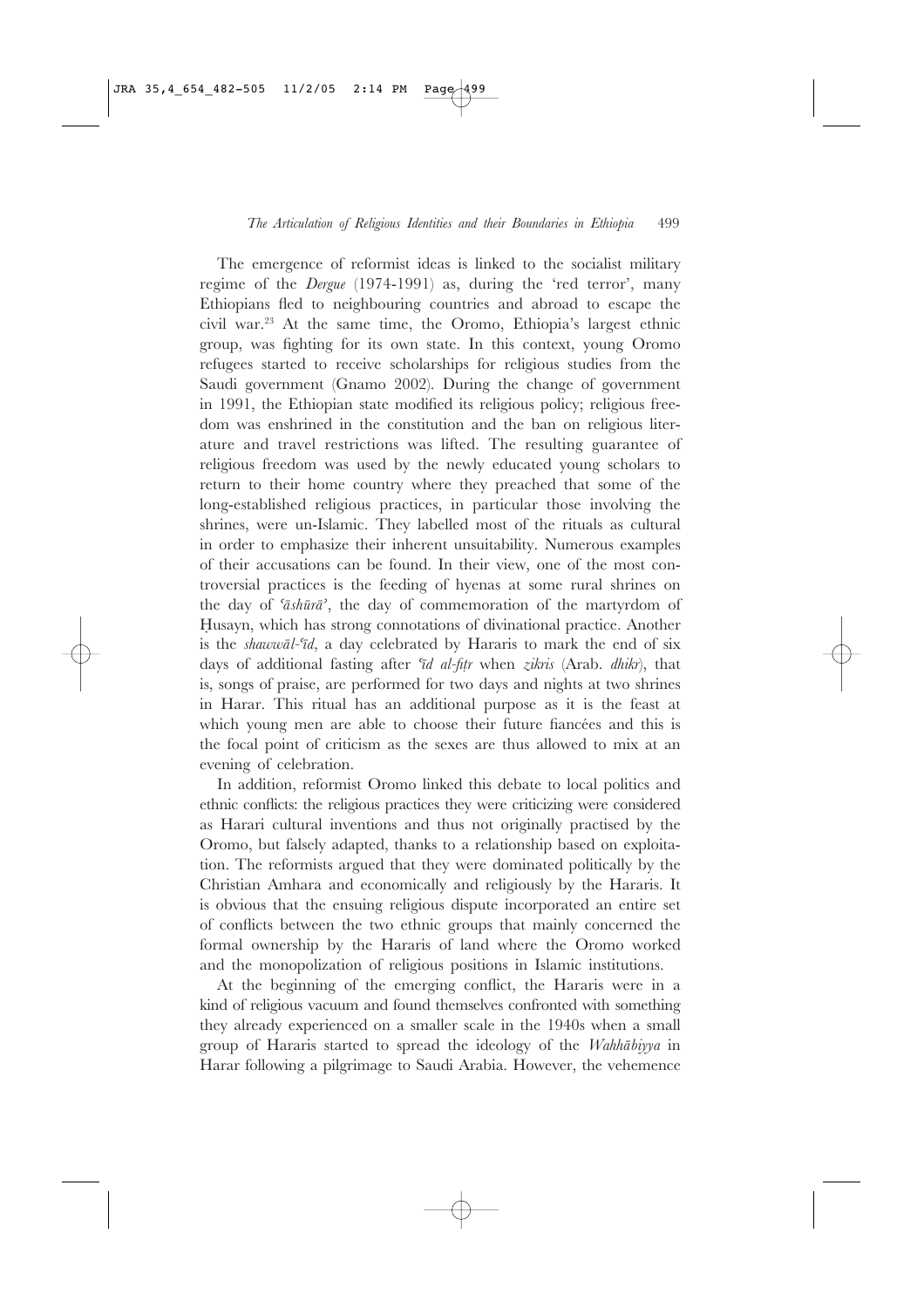The emergence of reformist ideas is linked to the socialist military regime of the *Dergue* (1974-1991) as, during the 'red terror', many Ethiopians fled to neighbouring countries and abroad to escape the civil war.[23] At the same time, the Oromo, Ethiopia's largest ethnic group, was fighting for its own state. In this context, young Oromo refugees started to receive scholarships for religious studies from the Saudi government (Gnamo 2002). During the change of government in 1991, the Ethiopian state modified its religious policy; religious freedom was enshrined in the constitution and the ban on religious literature and travel restrictions was lifted. The resulting guarantee of religious freedom was used by the newly educated young scholars to return to their home country where they preached that some of the long-established religious practices, in particular those involving the shrines, were un-Islamic. They labelled most of the rituals as cultural in order to emphasize their inherent unsuitability. Numerous examples of their accusations can be found. In their view, one of the most controversial practices is the feeding of hyenas at some rural shrines on the day of *ʿāshūrāʾ*, the day of commemoration of the martyrdom of Ḥusayn, which has strong connotations of divinational practice. Another is the *shawwāl-ʿīd*, a day celebrated by Hararis to mark the end of six days of additional fasting after *ʿīd al-fiṭr* when *zikris* (Arab. *dhikr*), that is, songs of praise, are performed for two days and nights at two shrines in Harar. This ritual has an additional purpose as it is the feast at which young men are able to choose their future fiancées and this is the focal point of criticism as the sexes are thus allowed to mix at an evening of celebration.

In addition, reformist Oromo linked this debate to local politics and ethnic conflicts: the religious practices they were criticizing were considered as Harari cultural inventions and thus not originally practised by the Oromo, but falsely adapted, thanks to a relationship based on exploitation. The reformists argued that they were dominated politically by the Christian Amhara and economically and religiously by the Hararis. It is obvious that the ensuing religious dispute incorporated an entire set of conflicts between the two ethnic groups that mainly concerned the formal ownership by the Hararis of land where the Oromo worked and the monopolization of religious positions in Islamic institutions.

At the beginning of the emerging conflict, the Hararis were in a kind of religious vacuum and found themselves confronted with something they already experienced on a smaller scale in the 1940s when a small group of Hararis started to spread the ideology of the *Wahhābiyya* in Harar following a pilgrimage to Saudi Arabia. However, the vehemence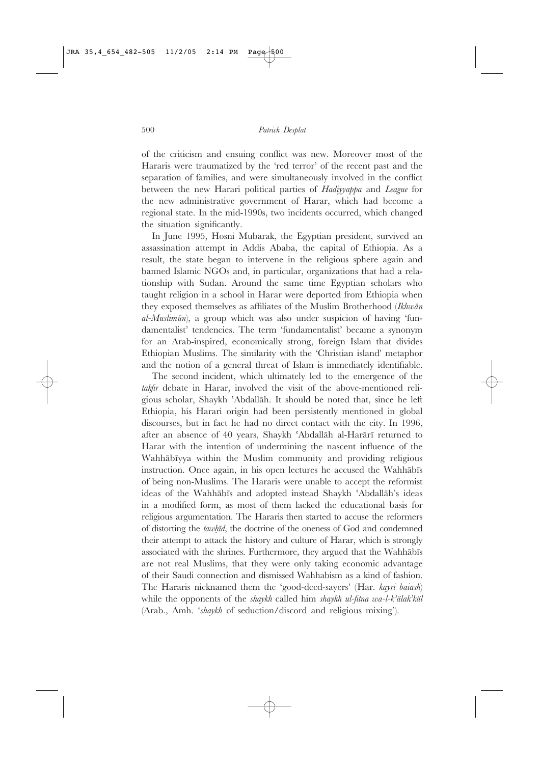of the criticism and ensuing conflict was new. Moreover most of the Hararis were traumatized by the 'red terror' of the recent past and the separation of families, and were simultaneously involved in the conflict between the new Harari political parties of *Hadiyyappa* and *League* for the new administrative government of Harar, which had become a regional state. In the mid-1990s, two incidents occurred, which changed the situation significantly.

In June 1995, Hosni Mubarak, the Egyptian president, survived an assassination attempt in Addis Ababa, the capital of Ethiopia. As a result, the state began to intervene in the religious sphere again and banned Islamic NGOs and, in particular, organizations that had a relationship with Sudan. Around the same time Egyptian scholars who taught religion in a school in Harar were deported from Ethiopia when they exposed themselves as affiliates of the Muslim Brotherhood (*Ikhwān al-Muslimūn*), a group which was also under suspicion of having 'fundamentalist' tendencies. The term 'fundamentalist' became a synonym for an Arab-inspired, economically strong, foreign Islam that divides Ethiopian Muslims. The similarity with the 'Christian island' metaphor and the notion of a general threat of Islam is immediately identifiable.

The second incident, which ultimately led to the emergence of the *takfir* debate in Harar, involved the visit of the above-mentioned religious scholar, Shaykh 'Abdallāh. It should be noted that, since he left Ethiopia, his Harari origin had been persistently mentioned in global discourses, but in fact he had no direct contact with the city. In 1996, after an absence of 40 years, Shaykh 'Abdallāh al-Harārī returned to Harar with the intention of undermining the nascent influence of the Wahhābīyya within the Muslim community and providing religious instruction. Once again, in his open lectures he accused the Wahhābīs of being non-Muslims. The Hararis were unable to accept the reformist ideas of the Wahhābīs and adopted instead Shaykh 'Abdallāh's ideas in a modified form, as most of them lacked the educational basis for religious argumentation. The Hararis then started to accuse the reformers of distorting the *tawḥīd*, the doctrine of the oneness of God and condemned their attempt to attack the history and culture of Harar, which is strongly associated with the shrines. Furthermore, they argued that the Wahhābīs are not real Muslims, that they were only taking economic advantage of their Saudi connection and dismissed Wahhabism as a kind of fashion. The Hararis nicknamed them the 'good-deed-sayers' (Har. *kayri baiash*) while the opponents of the *shaykh* called him *shaykh ul-fitna wa-l-k'älak'käl* (Arab., Amh. '*shaykh* of seduction/discord and religious mixing').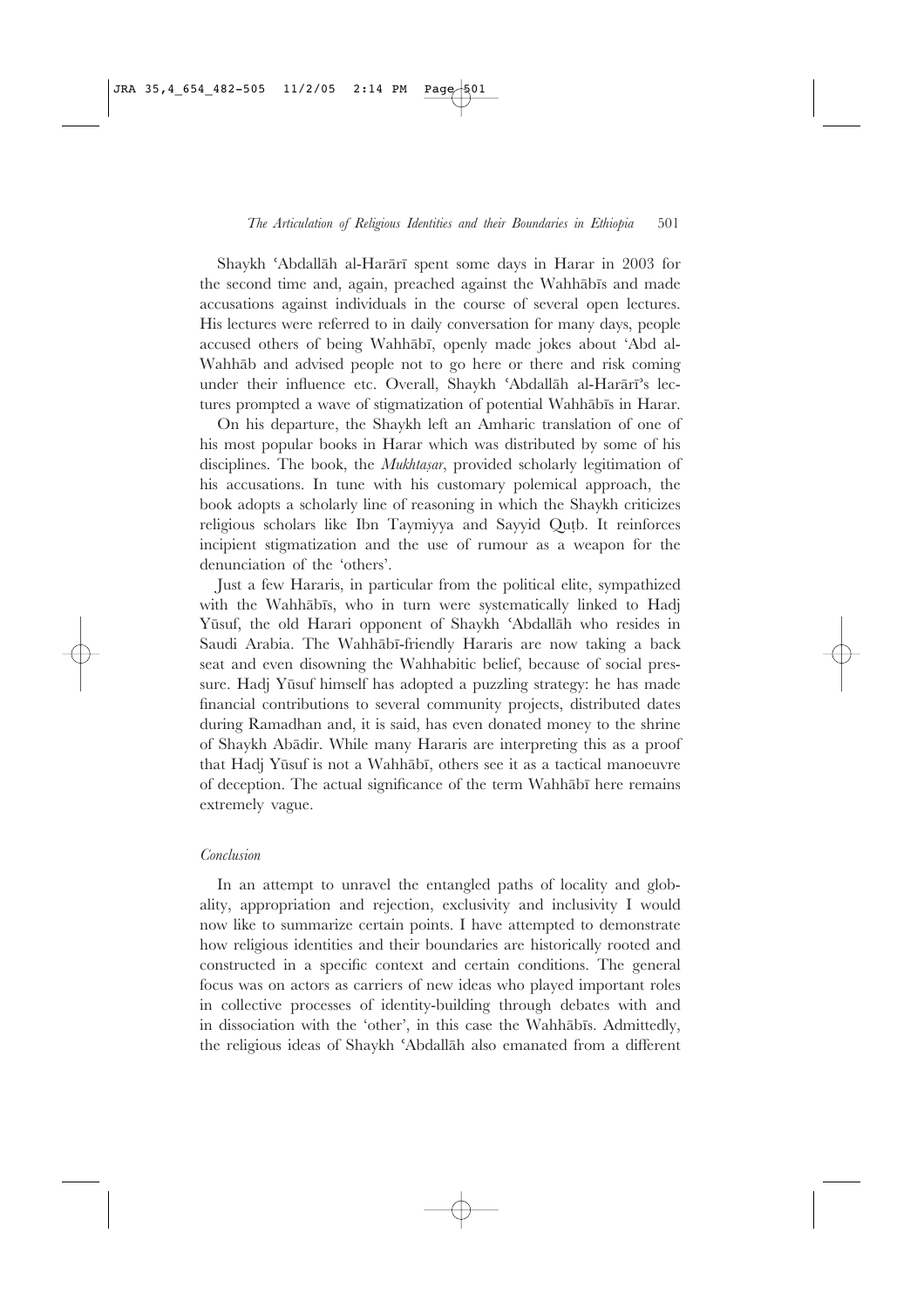Shaykh ʿAbdallāh al-Harārī spent some days in Harar in 2003 for the second time and, again, preached against the Wahhābīs and made accusations against individuals in the course of several open lectures. His lectures were referred to in daily conversation for many days, people accused others of being Wahhābī, openly made jokes about ʿAbd al-Wahhāb and advised people not to go here or there and risk coming under their influence etc. Overall, Shaykh ʿAbdallāh al-Harārī's lectures prompted a wave of stigmatization of potential Wahhābīs in Harar.

On his departure, the Shaykh left an Amharic translation of one of his most popular books in Harar which was distributed by some of his disciplines. The book, the *Mukhtaṣar*, provided scholarly legitimation of his accusations. In tune with his customary polemical approach, the book adopts a scholarly line of reasoning in which the Shaykh criticizes religious scholars like Ibn Taymiyya and Sayyid Quṭb. It reinforces incipient stigmatization and the use of rumour as a weapon for the denunciation of the 'others'.

Just a few Hararis, in particular from the political elite, sympathized with the Wahhābīs, who in turn were systematically linked to Hadj Yūsuf, the old Harari opponent of Shaykh ʿAbdallāh who resides in Saudi Arabia. The Wahhābī-friendly Hararis are now taking a back seat and even disowning the Wahhabitic belief, because of social pressure. Hadj Yūsuf himself has adopted a puzzling strategy: he has made financial contributions to several community projects, distributed dates during Ramadhan and, it is said, has even donated money to the shrine of Shaykh Abādir. While many Hararis are interpreting this as a proof that Hadj Yūsuf is not a Wahhābī, others see it as a tactical manoeuvre of deception. The actual significance of the term Wahhābī here remains extremely vague.

### *Conclusion*

In an attempt to unravel the entangled paths of locality and globality, appropriation and rejection, exclusivity and inclusivity I would now like to summarize certain points. I have attempted to demonstrate how religious identities and their boundaries are historically rooted and constructed in a specific context and certain conditions. The general focus was on actors as carriers of new ideas who played important roles in collective processes of identity-building through debates with and in dissociation with the 'other', in this case the Wahhābīs. Admittedly, the religious ideas of Shaykh ʿAbdallāh also emanated from a different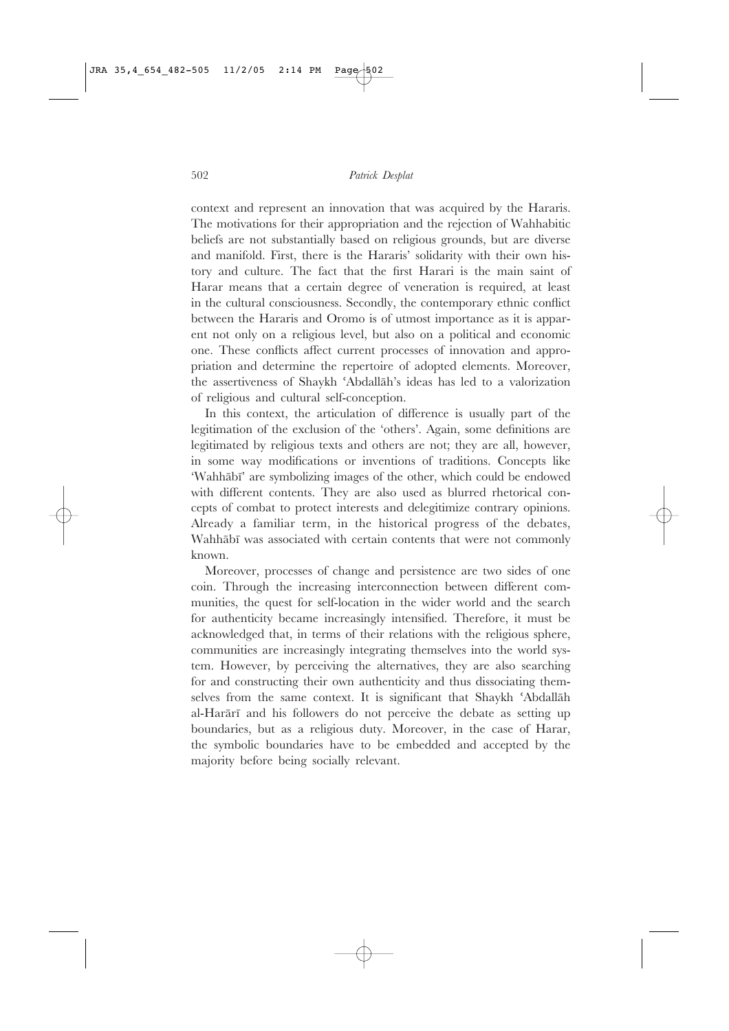context and represent an innovation that was acquired by the Hararis. The motivations for their appropriation and the rejection of Wahhabitic beliefs are not substantially based on religious grounds, but are diverse and manifold. First, there is the Hararis' solidarity with their own history and culture. The fact that the first Harari is the main saint of Harar means that a certain degree of veneration is required, at least in the cultural consciousness. Secondly, the contemporary ethnic conflict between the Hararis and Oromo is of utmost importance as it is apparent not only on a religious level, but also on a political and economic one. These conflicts affect current processes of innovation and appropriation and determine the repertoire of adopted elements. Moreover, the assertiveness of Shaykh 'Abdallāh's ideas has led to a valorization of religious and cultural self-conception.

In this context, the articulation of difference is usually part of the legitimation of the exclusion of the 'others'. Again, some definitions are legitimated by religious texts and others are not; they are all, however, in some way modifications or inventions of traditions. Concepts like 'Wahhābī' are symbolizing images of the other, which could be endowed with different contents. They are also used as blurred rhetorical concepts of combat to protect interests and delegitimize contrary opinions. Already a familiar term, in the historical progress of the debates, Wahhābī was associated with certain contents that were not commonly known.

Moreover, processes of change and persistence are two sides of one coin. Through the increasing interconnection between different communities, the quest for self-location in the wider world and the search for authenticity became increasingly intensified. Therefore, it must be acknowledged that, in terms of their relations with the religious sphere, communities are increasingly integrating themselves into the world system. However, by perceiving the alternatives, they are also searching for and constructing their own authenticity and thus dissociating themselves from the same context. It is significant that Shaykh 'Abdallāh al-Harārī and his followers do not perceive the debate as setting up boundaries, but as a religious duty. Moreover, in the case of Harar, the symbolic boundaries have to be embedded and accepted by the majority before being socially relevant.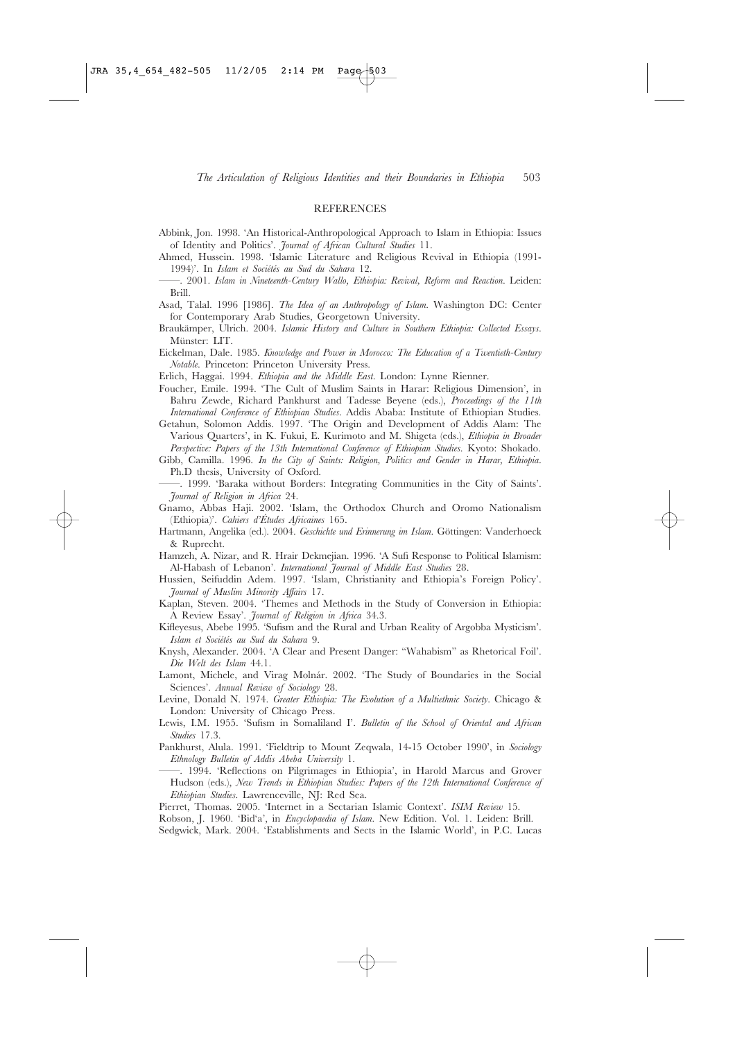## REFERENCES

Abbink, Jon. 1998. 'An Historical-Anthropological Approach to Islam in Ethiopia: Issues of Identity and Politics'. *Journal of African Cultural Studies* 11.

Ahmed, Hussein. 1998. 'Islamic Literature and Religious Revival in Ethiopia (1991-1994)'. In *Islam et Sociétés au Sud du Sahara* 12.

——. 2001. *Islam in Nineteenth-Century Wallo, Ethiopia: Revival, Reform and Reaction*. Leiden: Brill.

Asad, Talal. 1996 [1986]. *The Idea of an Anthropology of Islam*. Washington DC: Center for Contemporary Arab Studies, Georgetown University.

Braukämper, Ulrich. 2004. *Islamic History and Culture in Southern Ethiopia: Collected Essays*. Münster: LIT.

Eickelman, Dale. 1985. *Knowledge and Power in Morocco: The Education of a Twentieth-Century Notable*. Princeton: Princeton University Press.

Erlich, Haggai. 1994. *Ethiopia and the Middle East*. London: Lynne Rienner.

Foucher, Emile. 1994. 'The Cult of Muslim Saints in Harar: Religious Dimension', in Bahru Zewde, Richard Pankhurst and Tadesse Beyene (eds.), *Proceedings of the 11th International Conference of Ethiopian Studies*. Addis Ababa: Institute of Ethiopian Studies.

Getahun, Solomon Addis. 1997. 'The Origin and Development of Addis Alam: The Various Quarters', in K. Fukui, E. Kurimoto and M. Shigeta (eds.), *Ethiopia in Broader Perspective: Papers of the 13th International Conference of Ethiopian Studies*. Kyoto: Shokado.

Gibb, Camilla. 1996. *In the City of Saints: Religion, Politics and Gender in Harar, Ethiopia*. Ph.D thesis, University of Oxford.

——. 1999. 'Baraka without Borders: Integrating Communities in the City of Saints'. *Journal of Religion in Africa* 24.

Gnamo, Abbas Haji. 2002. 'Islam, the Orthodox Church and Oromo Nationalism (Ethiopia)'. *Cahiers d'Études Africaines* 165.

Hartmann, Angelika (ed.). 2004. *Geschichte und Erinnerung im Islam*. Göttingen: Vanderhoeck & Ruprecht.

Hamzeh, A. Nizar, and R. Hrair Dekmejian. 1996. 'A Sufi Response to Political Islamism: Al-Habash of Lebanon'. *International Journal of Middle East Studies* 28.

Hussien, Seifuddin Adem. 1997. 'Islam, Christianity and Ethiopia's Foreign Policy'. *Journal of Muslim Minority Affairs* 17.

Kaplan, Steven. 2004. 'Themes and Methods in the Study of Conversion in Ethiopia: A Review Essay'. *Journal of Religion in Africa* 34.3.

Kifleyesus, Abebe 1995. 'Sufism and the Rural and Urban Reality of Argobba Mysticism'. *Islam et Sociétés au Sud du Sahara* 9.

Knysh, Alexander. 2004. 'A Clear and Present Danger: "Wahabism" as Rhetorical Foil'. *Die Welt des Islam* 44.1.

Lamont, Michele, and Virag Molnár. 2002. 'The Study of Boundaries in the Social Sciences'. *Annual Review of Sociology* 28.

Levine, Donald N. 1974. *Greater Ethiopia: The Evolution of a Multiethnic Society*. Chicago & London: University of Chicago Press.

Lewis, I.M. 1955. 'Sufism in Somaliland I'. *Bulletin of the School of Oriental and African Studies* 17.3.

Pankhurst, Alula. 1991. 'Fieldtrip to Mount Zeqwala, 14-15 October 1990', in *Sociology Ethnology Bulletin of Addis Abeba University* 1.

——. 1994. 'Reflections on Pilgrimages in Ethiopia', in Harold Marcus and Grover Hudson (eds.), *New Trends in Ethiopian Studies: Papers of the 12th International Conference of Ethiopian Studies*. Lawrenceville, NJ: Red Sea.

Pierret, Thomas. 2005. 'Internet in a Sectarian Islamic Context'. *ISIM Review* 15.

Robson, J. 1960. 'Bid'a', in *Encyclopaedia of Islam*. New Edition. Vol. 1. Leiden: Brill.

Sedgwick, Mark. 2004. 'Establishments and Sects in the Islamic World', in P.C. Lucas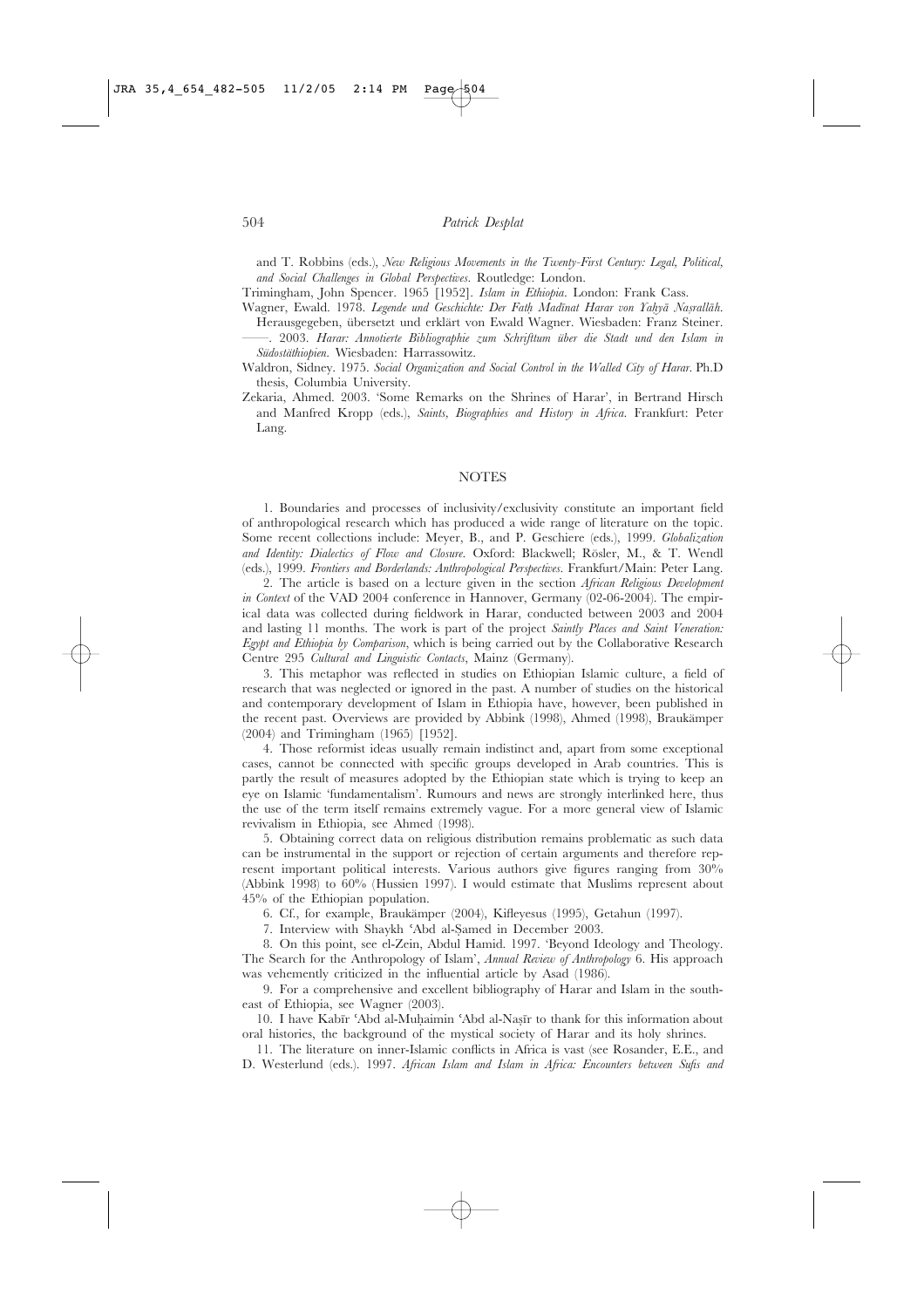and T. Robbins (eds.), *New Religious Movements in the Twenty-First Century: Legal, Political, and Social Challenges in Global Perspectives*. Routledge: London.

Trimingham, John Spencer. 1965 [1952]. *Islam in Ethiopia*. London: Frank Cass.

Wagner, Ewald. 1978. *Legende und Geschichte: Der Fatḥ Madīnat Harar von Yaḥyā Naṣrallāh*. Herausgegeben, übersetzt und erklärt von Ewald Wagner. Wiesbaden: Franz Steiner.

——. 2003. *Harar: Annotierte Bibliographie zum Schrifttum über die Stadt und den Islam in Südostäthiopien*. Wiesbaden: Harrassowitz.

Waldron, Sidney. 1975. *Social Organization and Social Control in the Walled City of Harar*. Ph.D thesis, Columbia University.

Zekaria, Ahmed. 2003. 'Some Remarks on the Shrines of Harar', in Bertrand Hirsch and Manfred Kropp (eds.), *Saints, Biographies and History in Africa*. Frankfurt: Peter Lang.

## NOTES

1. Boundaries and processes of inclusivity/exclusivity constitute an important field of anthropological research which has produced a wide range of literature on the topic. Some recent collections include: Meyer, B., and P. Geschiere (eds.), 1999. *Globalization and Identity: Dialectics of Flow and Closure*. Oxford: Blackwell; Rösler, M., & T. Wendl (eds.), 1999. *Frontiers and Borderlands: Anthropological Perspectives*. Frankfurt/Main: Peter Lang.

2. The article is based on a lecture given in the section *African Religious Development in Context* of the VAD 2004 conference in Hannover, Germany (02-06-2004). The empirical data was collected during fieldwork in Harar, conducted between 2003 and 2004 and lasting 11 months. The work is part of the project *Saintly Places and Saint Veneration: Egypt and Ethiopia by Comparison*, which is being carried out by the Collaborative Research Centre 295 *Cultural and Linguistic Contacts*, Mainz (Germany).

3. This metaphor was reflected in studies on Ethiopian Islamic culture, a field of research that was neglected or ignored in the past. A number of studies on the historical and contemporary development of Islam in Ethiopia have, however, been published in the recent past. Overviews are provided by Abbink (1998), Ahmed (1998), Braukämper (2004) and Trimingham (1965) [1952].

4. Those reformist ideas usually remain indistinct and, apart from some exceptional cases, cannot be connected with specific groups developed in Arab countries. This is partly the result of measures adopted by the Ethiopian state which is trying to keep an eye on Islamic 'fundamentalism'. Rumours and news are strongly interlinked here, thus the use of the term itself remains extremely vague. For a more general view of Islamic revivalism in Ethiopia, see Ahmed (1998).

5. Obtaining correct data on religious distribution remains problematic as such data can be instrumental in the support or rejection of certain arguments and therefore represent important political interests. Various authors give figures ranging from 30% (Abbink 1998) to 60% (Hussien 1997). I would estimate that Muslims represent about 45% of the Ethiopian population.

6. Cf., for example, Braukämper (2004), Kifleyesus (1995), Getahun (1997).

7. Interview with Shaykh 'Abd al-Ṣamed in December 2003.

8. On this point, see el-Zein, Abdul Hamid. 1997. 'Beyond Ideology and Theology. The Search for the Anthropology of Islam', *Annual Review of Anthropology* 6. His approach was vehemently criticized in the influential article by Asad (1986).

9. For a comprehensive and excellent bibliography of Harar and Islam in the south-east of Ethiopia, see Wagner (2003).

10. I have Kabīr 'Abd al-Muḥaimin 'Abd al-Naṣīr to thank for this information about oral histories, the background of the mystical society of Harar and its holy shrines.

11. The literature on inner-Islamic conflicts in Africa is vast (see Rosander, E.E., and D. Westerlund (eds.). 1997. *African Islam and Islam in Africa: Encounters between Sufis and*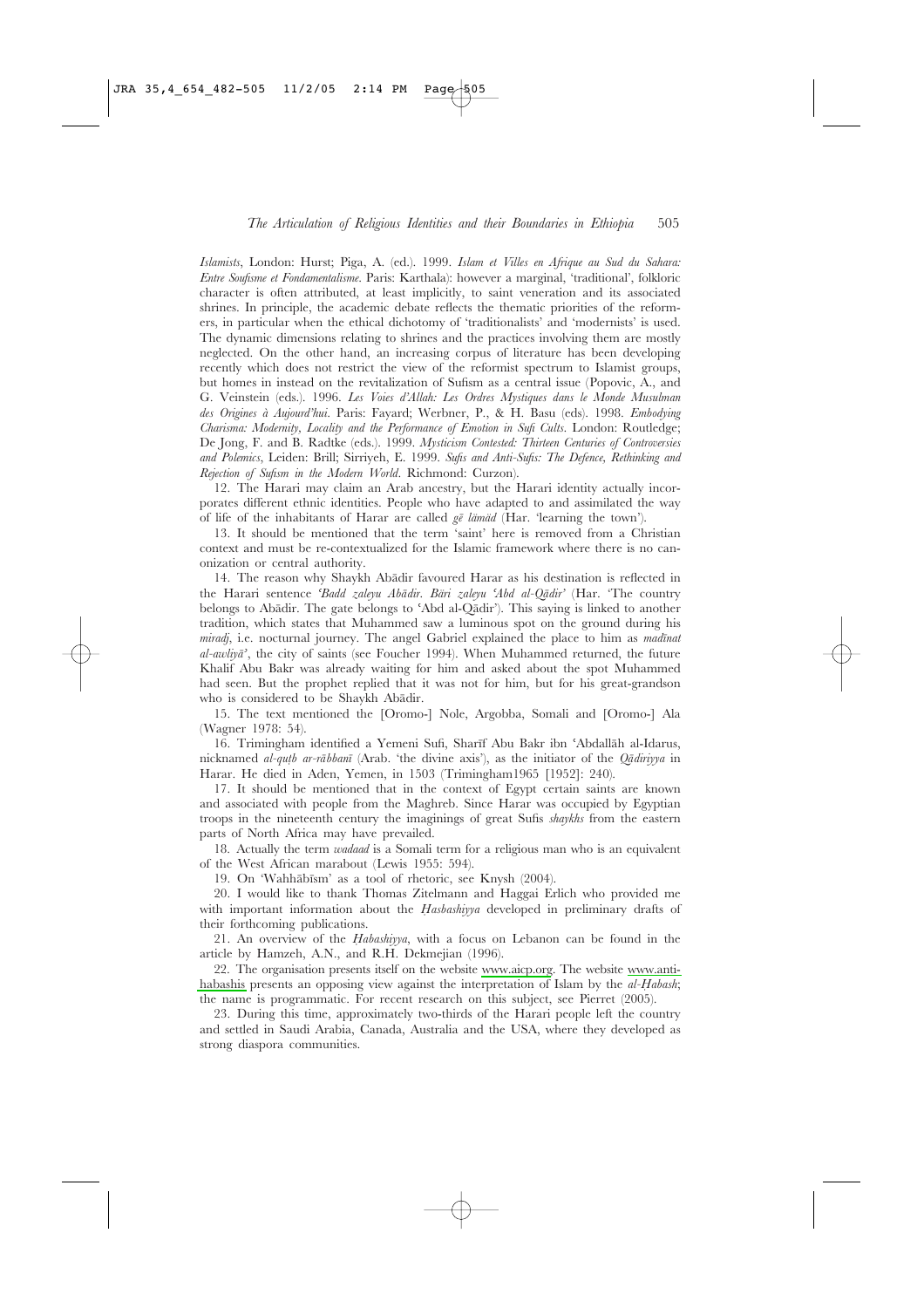*Islamists*, London: Hurst; Piga, A. (ed.). 1999. *Islam et Villes en Afrique au Sud du Sahara: Entre Soufisme et Fondamentalisme*. Paris: Karthala): however a marginal, 'traditional', folkloric character is often attributed, at least implicitly, to saint veneration and its associated shrines. In principle, the academic debate reflects the thematic priorities of the reformers, in particular when the ethical dichotomy of 'traditionalists' and 'modernists' is used. The dynamic dimensions relating to shrines and the practices involving them are mostly neglected. On the other hand, an increasing corpus of literature has been developing recently which does not restrict the view of the reformist spectrum to Islamist groups, but homes in instead on the revitalization of Sufism as a central issue (Popovic, A., and G. Veinstein (eds.). 1996. *Les Voies d'Allah: Les Ordres Mystiques dans le Monde Musulman des Origines à Aujourd'hui*. Paris: Fayard; Werbner, P., & H. Basu (eds). 1998. *Embodying Charisma: Modernity, Locality and the Performance of Emotion in Sufi Cults*. London: Routledge; De Jong, F. and B. Radtke (eds.). 1999. *Mysticism Contested: Thirteen Centuries of Controversies and Polemics*, Leiden: Brill; Sirriyeh, E. 1999. *Sufis and Anti-Sufis: The Defence, Rethinking and Rejection of Sufism in the Modern World*. Richmond: Curzon).

12. The Harari may claim an Arab ancestry, but the Harari identity actually incorporates different ethnic identities. People who have adapted to and assimilated the way of life of the inhabitants of Harar are called *gē lāmād* (Har. 'learning the town').

13. It should be mentioned that the term 'saint' here is removed from a Christian context and must be re-contextualized for the Islamic framework where there is no canonization or central authority.

14. The reason why Shaykh Abādir favoured Harar as his destination is reflected in the Harari sentence *'Badd zaleyu Abādir. Bāri zaleyu 'Abd al-Qādir'* (Har. 'The country belongs to Abādir. The gate belongs to 'Abd al-Qādir'). This saying is linked to another tradition, which states that Muhammed saw a luminous spot on the ground during his *miradj*, i.e. nocturnal journey. The angel Gabriel explained the place to him as *madīnat al-awliyā'*, the city of saints (see Foucher 1994). When Muhammed returned, the future Khalif Abu Bakr was already waiting for him and asked about the spot Muhammed had seen. But the prophet replied that it was not for him, but for his great-grandson who is considered to be Shaykh Abādir.

15. The text mentioned the [Oromo-] Nole, Argobba, Somali and [Oromo-] Ala (Wagner 1978: 54).

16. Trimingham identified a Yemeni Sufi, Sharīf Abu Bakr ibn 'Abdallāh al-Idarus, nicknamed *al-quṭb ar-rābbanī* (Arab. 'the divine axis'), as the initiator of the *Qādiriyya* in Harar. He died in Aden, Yemen, in 1503 (Trimingham1965 [1952]: 240).

17. It should be mentioned that in the context of Egypt certain saints are known and associated with people from the Maghreb. Since Harar was occupied by Egyptian troops in the nineteenth century the imaginings of great Sufis *shaykhs* from the eastern parts of North Africa may have prevailed.

18. Actually the term *wadaad* is a Somali term for a religious man who is an equivalent of the West African marabout (Lewis 1955: 594).

19. On 'Wahhābīsm' as a tool of rhetoric, see Knysh (2004).

20. I would like to thank Thomas Zitelmann and Haggai Erlich who provided me with important information about the *Ḥasbashiyya* developed in preliminary drafts of their forthcoming publications.

21. An overview of the *Ḥabashiyya*, with a focus on Lebanon can be found in the article by Hamzeh, A.N., and R.H. Dekmejian (1996).

22. The organisation presents itself on the website www.aicp.org. The website www.anti-habashis presents an opposing view against the interpretation of Islam by the *al-Ḥabash*; the name is programmatic. For recent research on this subject, see Pierret (2005).

23. During this time, approximately two-thirds of the Harari people left the country and settled in Saudi Arabia, Canada, Australia and the USA, where they developed as strong diaspora communities.